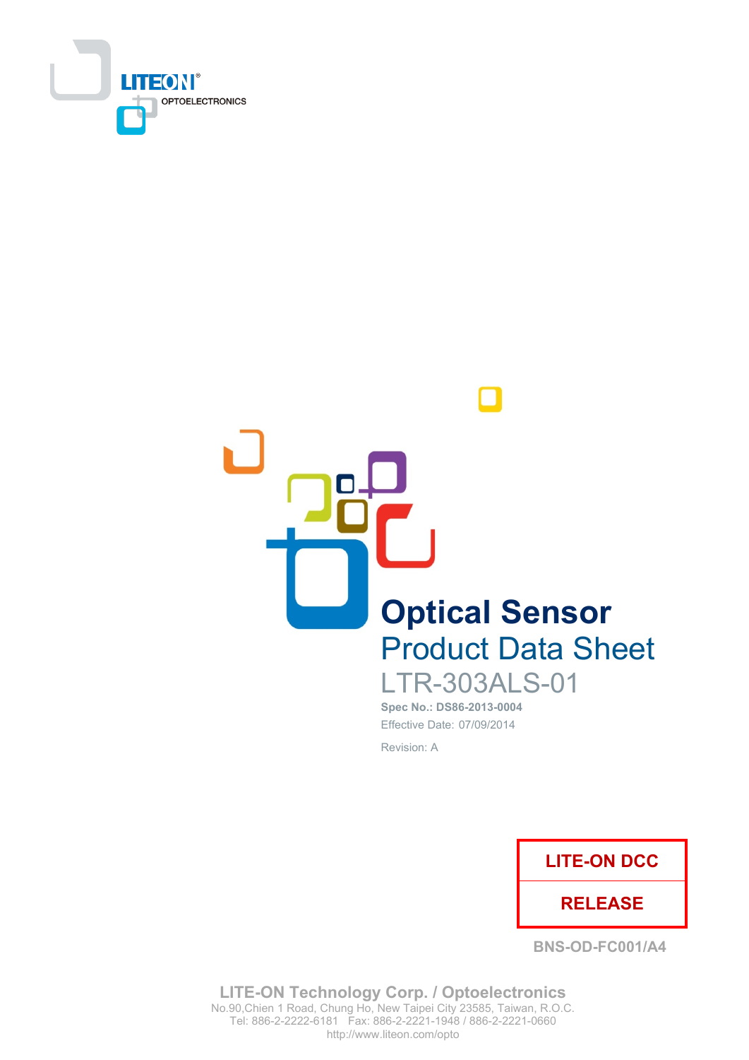LITEON OPTOELECTRONICS

# Optical Sensor

## Product Data Sheet

LTR-303ALS-01

**Spec No.: DS86-2013-0004**

Effective Date: 07/09/2014

Revision: A

| LITE-ON DCC |
| --- |
| RELEASE |

BNS-OD-FC001/A4

**LITE-ON Technology Corp. / Optoelectronics**

No.90,Chien 1 Road, Chung Ho, New Taipei City 23585, Taiwan, R.O.C.

Tel: 886-2-2222-6181 Fax: 886-2-2221-1948 / 886-2-2221-0660

http://www.liteon.com/opto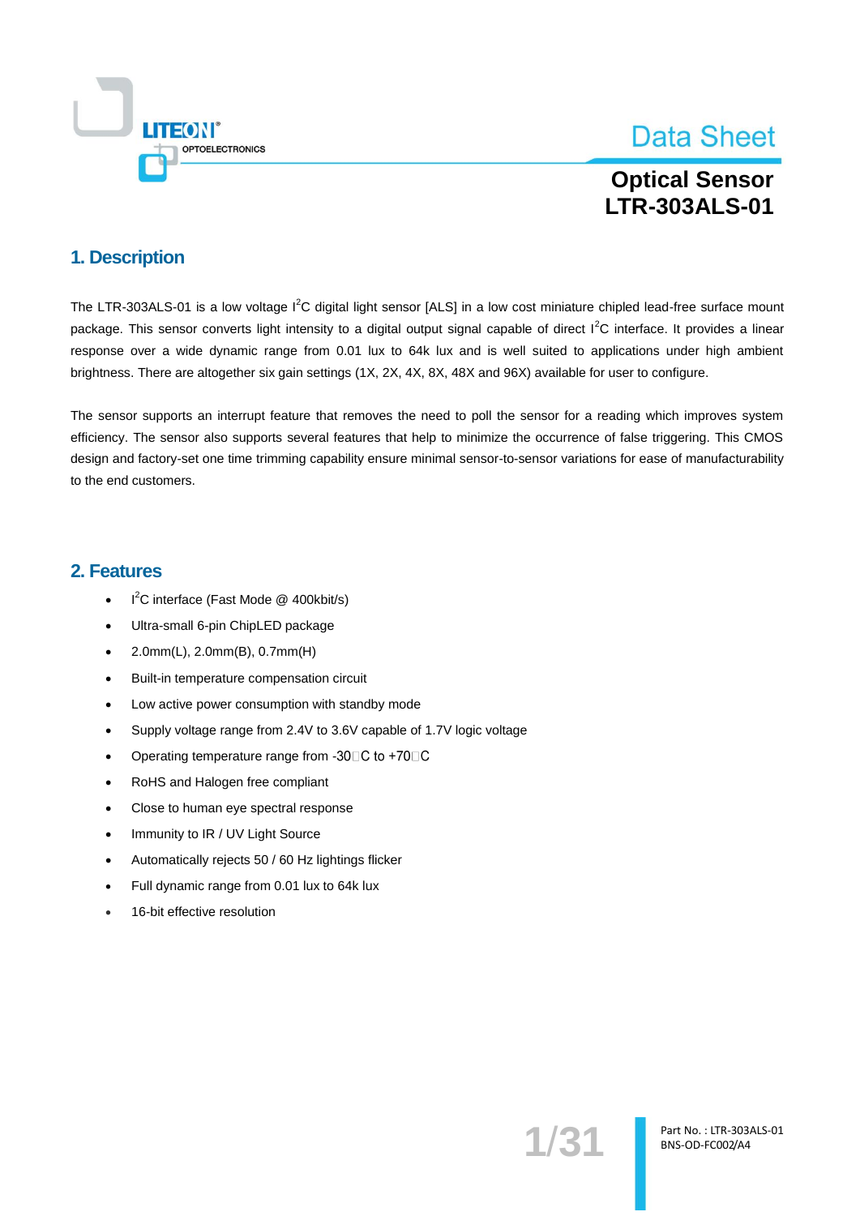# Data Sheet

## Optical Sensor
## LTR-303ALS-01

## 1. Description

The LTR-303ALS-01 is a low voltage $I^2C$ digital light sensor [ALS] in a low cost miniature chipled lead-free surface mount package. This sensor converts light intensity to a digital output signal capable of direct $I^2C$ interface. It provides a linear response over a wide dynamic range from 0.01 lux to 64k lux and is well suited to applications under high ambient brightness. There are altogether six gain settings (1X, 2X, 4X, 8X, 48X and 96X) available for user to configure.

The sensor supports an interrupt feature that removes the need to poll the sensor for a reading which improves system efficiency. The sensor also supports several features that help to minimize the occurrence of false triggering. This CMOS design and factory-set one time trimming capability ensure minimal sensor-to-sensor variations for ease of manufacturability to the end customers.

## 2. Features

- $I^2C$ interface (Fast Mode @ 400kbit/s)
- Ultra-small 6-pin ChipLED package
- 2.0mm(L), 2.0mm(B), 0.7mm(H)
- Built-in temperature compensation circuit
- Low active power consumption with standby mode
- Supply voltage range from 2.4V to 3.6V capable of 1.7V logic voltage
- Operating temperature range from -30°C to +70°C
- RoHS and Halogen free compliant
- Close to human eye spectral response
- Immunity to IR / UV Light Source
- Automatically rejects 50 / 60 Hz lightings flicker
- Full dynamic range from 0.01 lux to 64k lux
- 16-bit effective resolution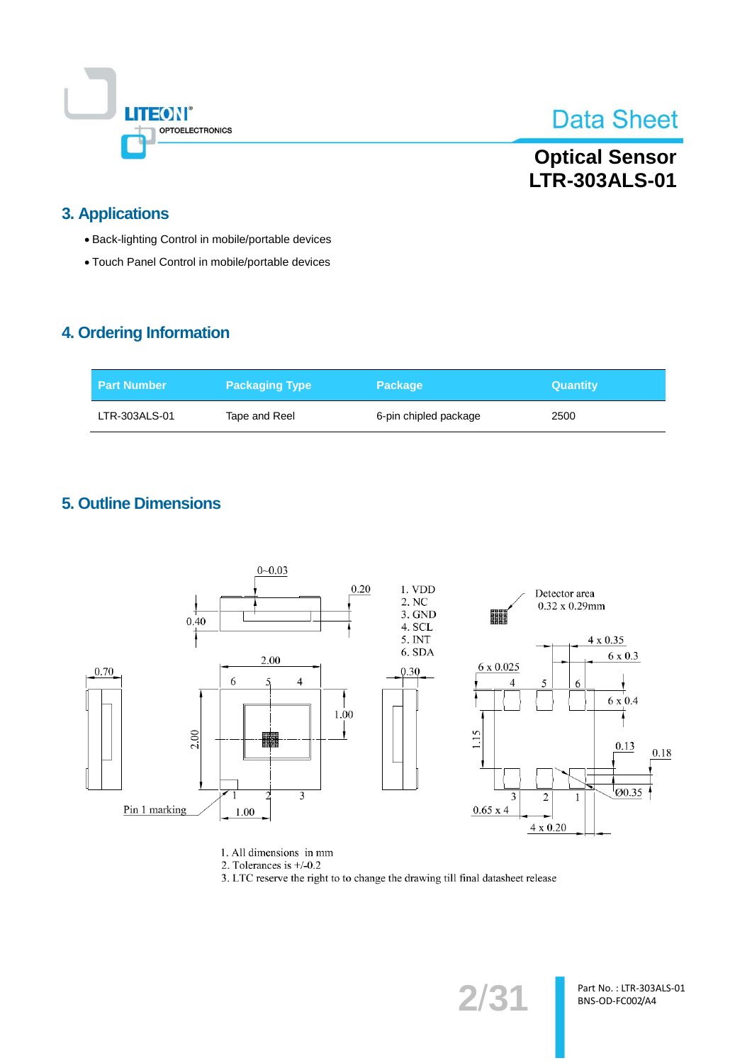## 3. Applications

- Back-lighting Control in mobile/portable devices
- Touch Panel Control in mobile/portable devices

## 4. Ordering Information

| Part Number | Packaging Type | Package | Quantity |
|---|---|---|---|
| LTR-303ALS-01 | Tape and Reel | 6-pin chipled package | 2500 |

## 5. Outline Dimensions

1. VDD
2. NC
3. GND
4. SCL
5. INT
6. SDA

Detector area 0.32 x 0.29mm

Pin 1 marking

1. All dimensions in mm
2. Tolerances is +/-0.2
3. LTC reserve the right to to change the drawing till final datasheet release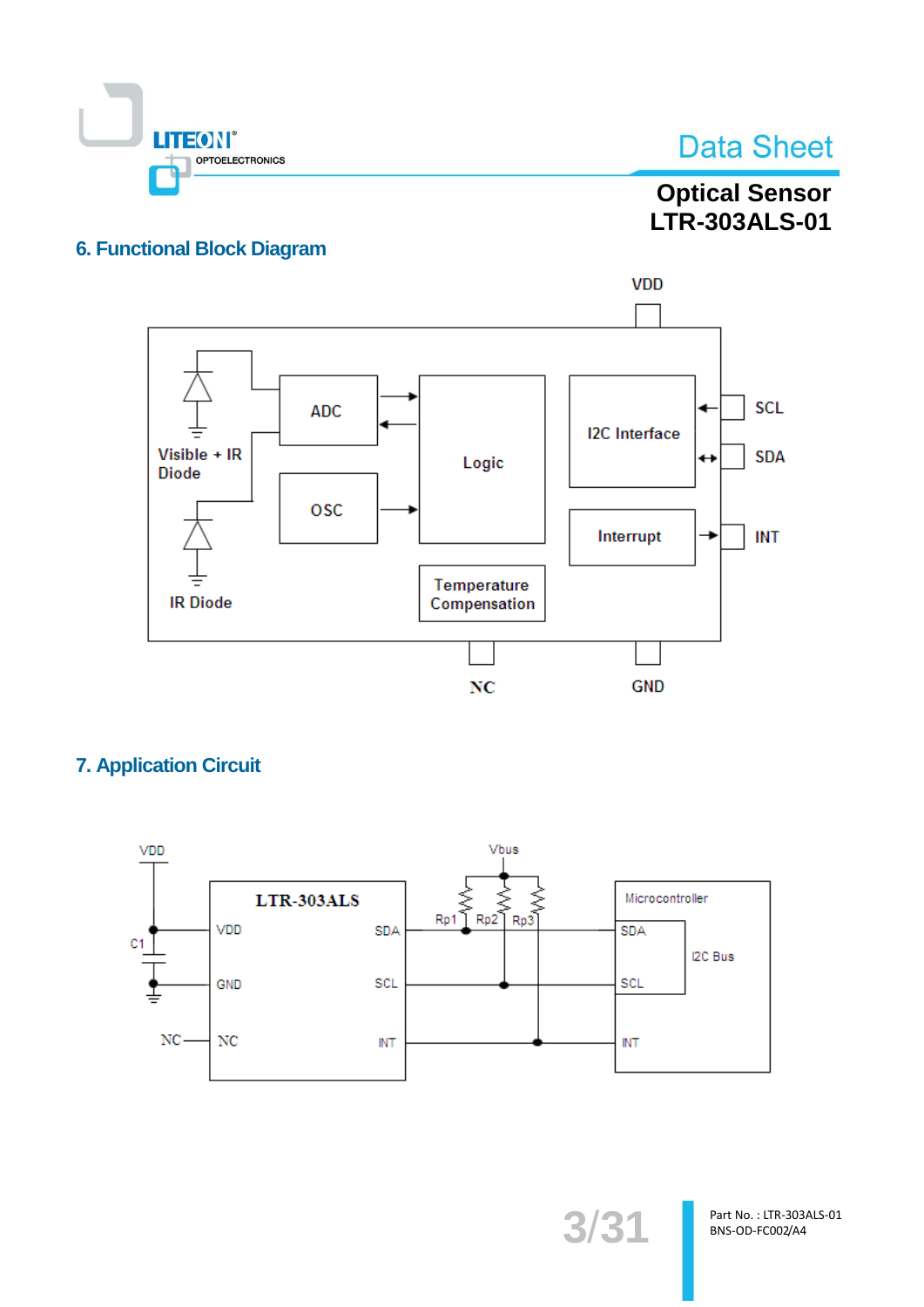## 6. Functional Block Diagram

## 7. Application Circuit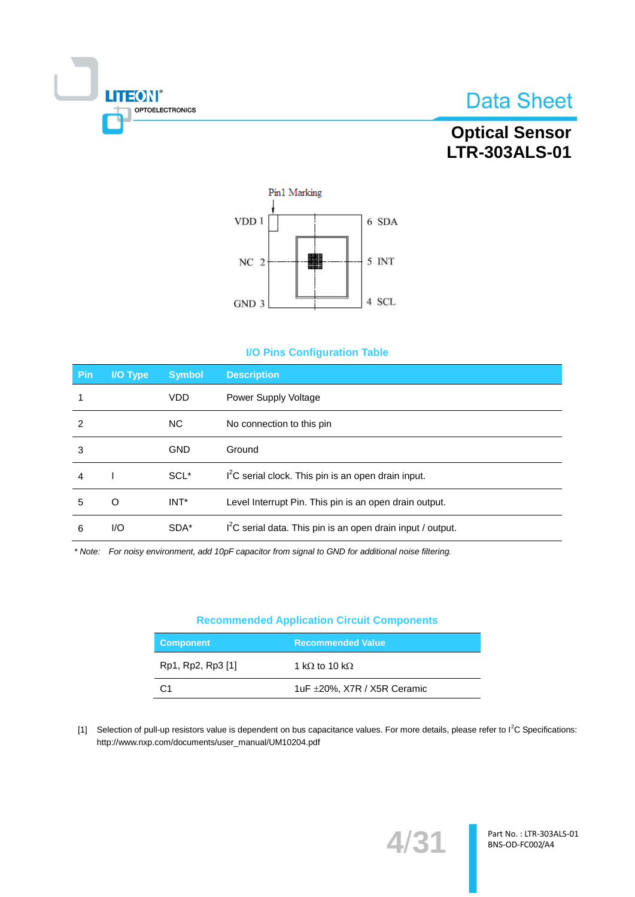Pin1 Marking

VDD 1 | 6 SDA

NC 2 | 5 INT

GND 3 | 4 SCL

### I/O Pins Configuration Table

| Pin | I/O Type | Symbol | Description |
|---|---|---|---|
| 1 | | VDD | Power Supply Voltage |
| 2 | | NC | No connection to this pin |
| 3 | | GND | Ground |
| 4 | I | SCL* | I$^2$C serial clock. This pin is an open drain input. |
| 5 | O | INT* | Level Interrupt Pin. This pin is an open drain output. |
| 6 | I/O | SDA* | I$^2$C serial data. This pin is an open drain input / output. |

*\* Note: For noisy environment, add 10pF capacitor from signal to GND for additional noise filtering.*

### Recommended Application Circuit Components

| Component | Recommended Value |
|---|---|
| Rp1, Rp2, Rp3 [1] | 1 kΩ to 10 kΩ |
| C1 | 1uF ±20%, X7R / X5R Ceramic |

[1] Selection of pull-up resistors value is dependent on bus capacitance values. For more details, please refer to I$^2$C Specifications: http://www.nxp.com/documents/user_manual/UM10204.pdf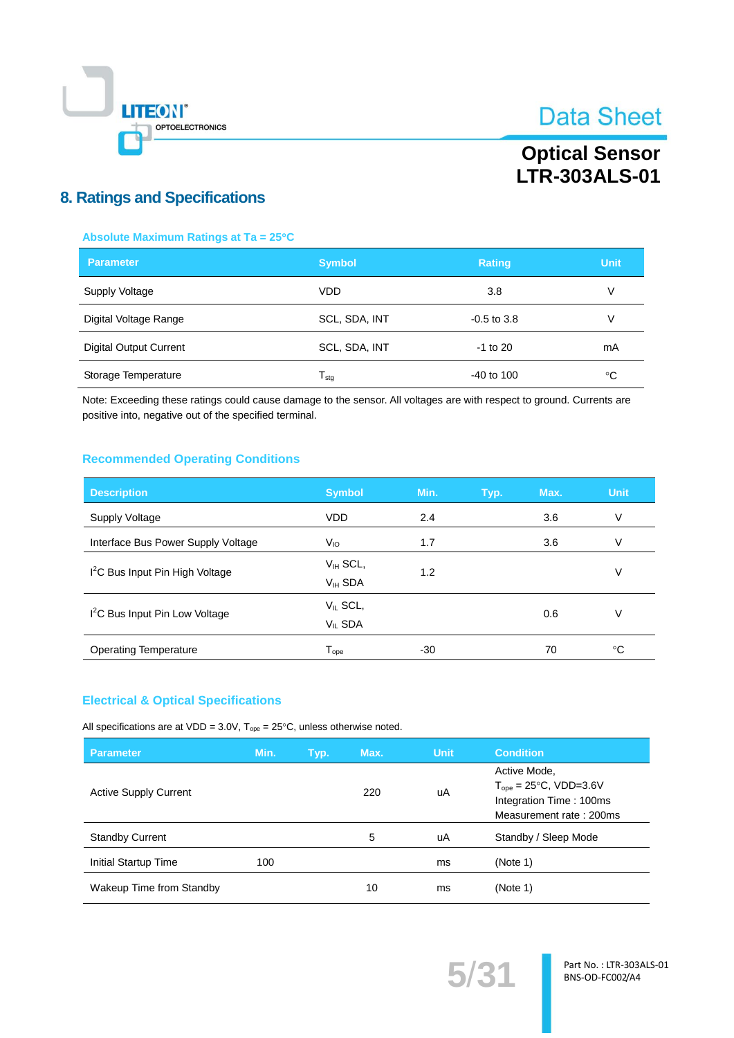## 8. Ratings and Specifications

### Absolute Maximum Ratings at Ta = 25°C

| Parameter | Symbol | Rating | Unit |
|---|---|---|---|
| Supply Voltage | VDD | 3.8 | V |
| Digital Voltage Range | SCL, SDA, INT | -0.5 to 3.8 | V |
| Digital Output Current | SCL, SDA, INT | -1 to 20 | mA |
| Storage Temperature | $T_{stg}$ | -40 to 100 | °C |

Note: Exceeding these ratings could cause damage to the sensor. All voltages are with respect to ground. Currents are positive into, negative out of the specified terminal.

### Recommended Operating Conditions

| Description | Symbol | Min. | Typ. | Max. | Unit |
|---|---|---|---|---|---|
| Supply Voltage | VDD | 2.4 | | 3.6 | V |
| Interface Bus Power Supply Voltage | $V_{IO}$ | 1.7 | | 3.6 | V |
| $I^2C$ Bus Input Pin High Voltage | $V_{IH}$ SCL, $V_{IH}$ SDA | 1.2 | | | V |
| $I^2C$ Bus Input Pin Low Voltage | $V_{IL}$ SCL, $V_{IL}$ SDA | | | 0.6 | V |
| Operating Temperature | $T_{ope}$ | -30 | | 70 | °C |

### Electrical & Optical Specifications

All specifications are at VDD = 3.0V, $T_{ope}$ = 25°C, unless otherwise noted.

| Parameter | Min. | Typ. | Max. | Unit | Condition |
|---|---|---|---|---|---|
| Active Supply Current | | | 220 | uA | Active Mode, $T_{ope}$ = 25°C, VDD=3.6V Integration Time : 100ms Measurement rate : 200ms |
| Standby Current | | | 5 | uA | Standby / Sleep Mode |
| Initial Startup Time | 100 | | | ms | (Note 1) |
| Wakeup Time from Standby | | | 10 | ms | (Note 1) |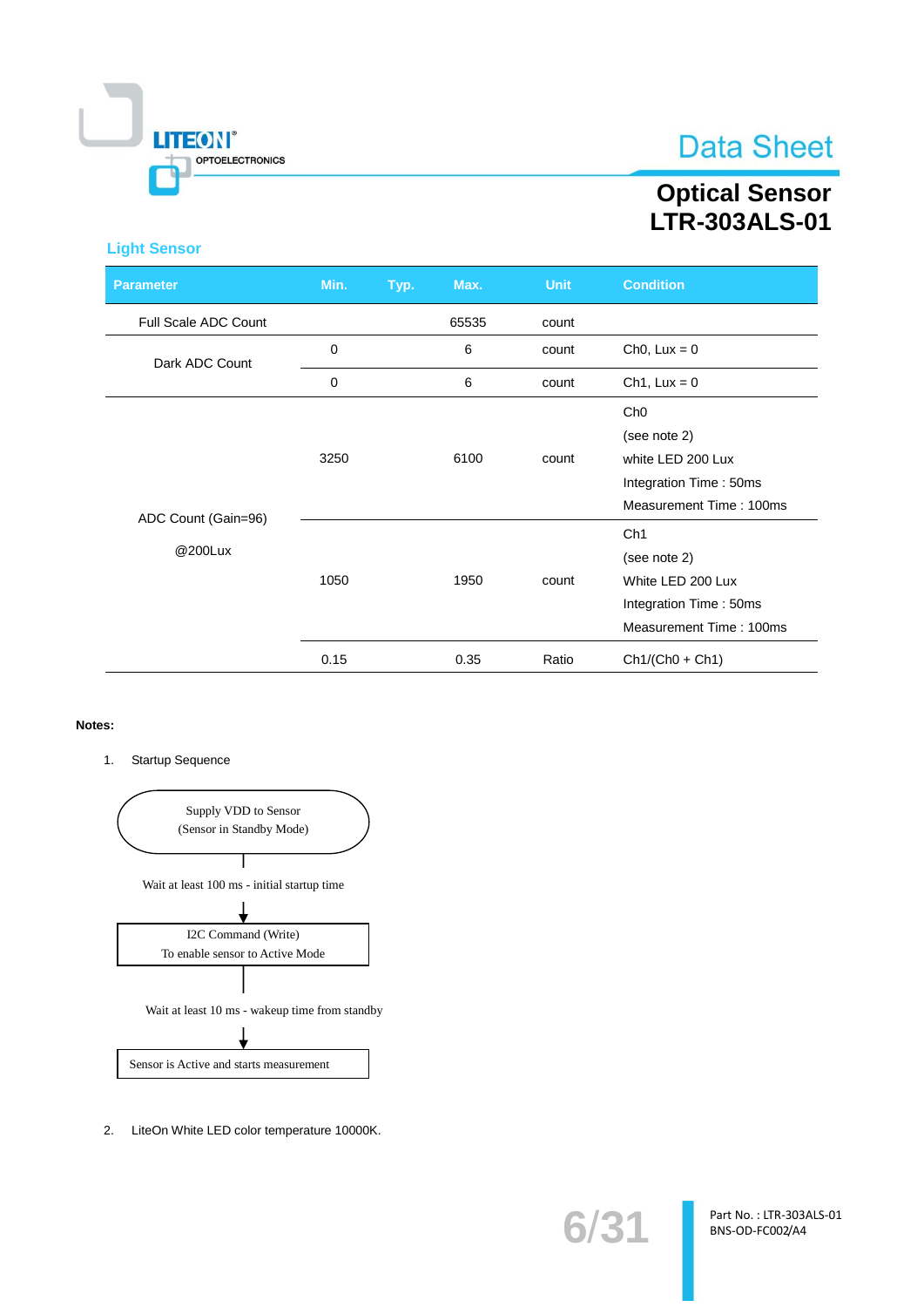### Light Sensor

| Parameter | Min. | Typ. | Max. | Unit | Condition |
|---|---|---|---|---|---|
| Full Scale ADC Count | | | 65535 | count | |
| Dark ADC Count | 0 | | 6 | count | Ch0, Lux = 0 |
| | 0 | | 6 | count | Ch1, Lux = 0 |
| ADC Count (Gain=96) @200Lux | 3250 | | 6100 | count | Ch0 (see note 2) white LED 200 Lux Integration Time : 50ms Measurement Time : 100ms |
| | 1050 | | 1950 | count | Ch1 (see note 2) White LED 200 Lux Integration Time : 50ms Measurement Time : 100ms |
| | 0.15 | | 0.35 | Ratio | Ch1/(Ch0 + Ch1) |

**Notes:**

1. Startup Sequence

   Supply VDD to Sensor (Sensor in Standby Mode)
   
   ↓ Wait at least 100 ms - initial startup time
   
   I2C Command (Write) To enable sensor to Active Mode
   
   ↓ Wait at least 10 ms - wakeup time from standby
   
   Sensor is Active and starts measurement

2. LiteOn White LED color temperature 10000K.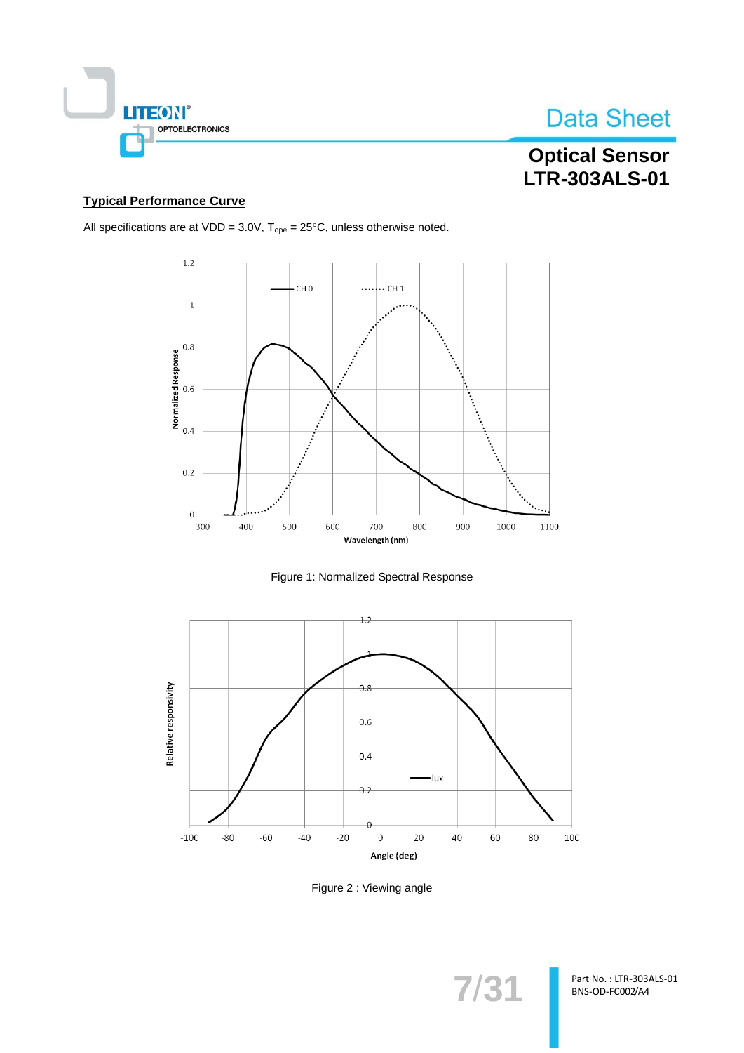## Typical Performance Curve

All specifications are at VDD = 3.0V, $T_{ope}$ = 25°C, unless otherwise noted.

Figure 1: Normalized Spectral Response

Figure 2 : Viewing angle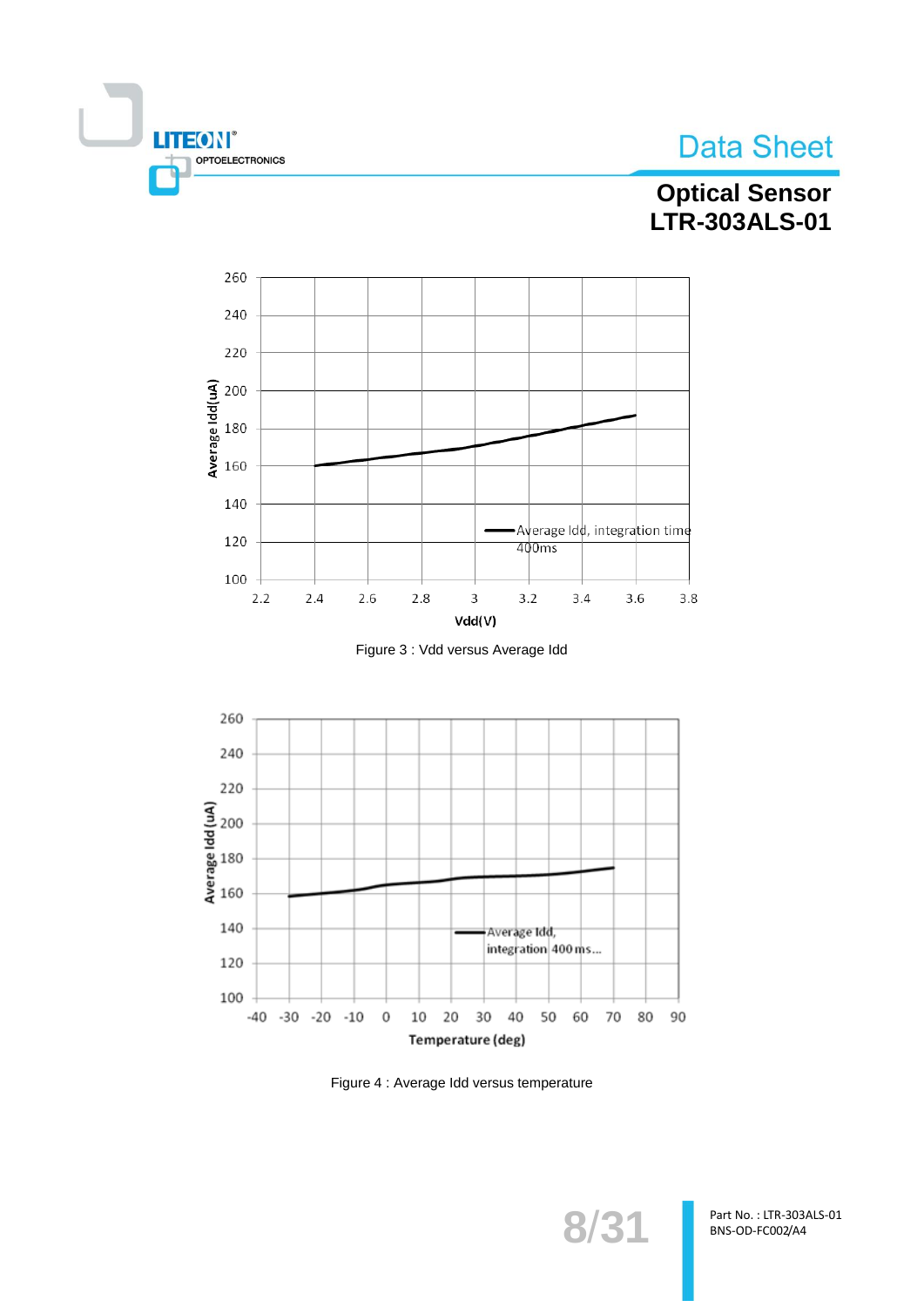Figure 3 : Vdd versus Average Idd

Figure 4 : Average Idd versus temperature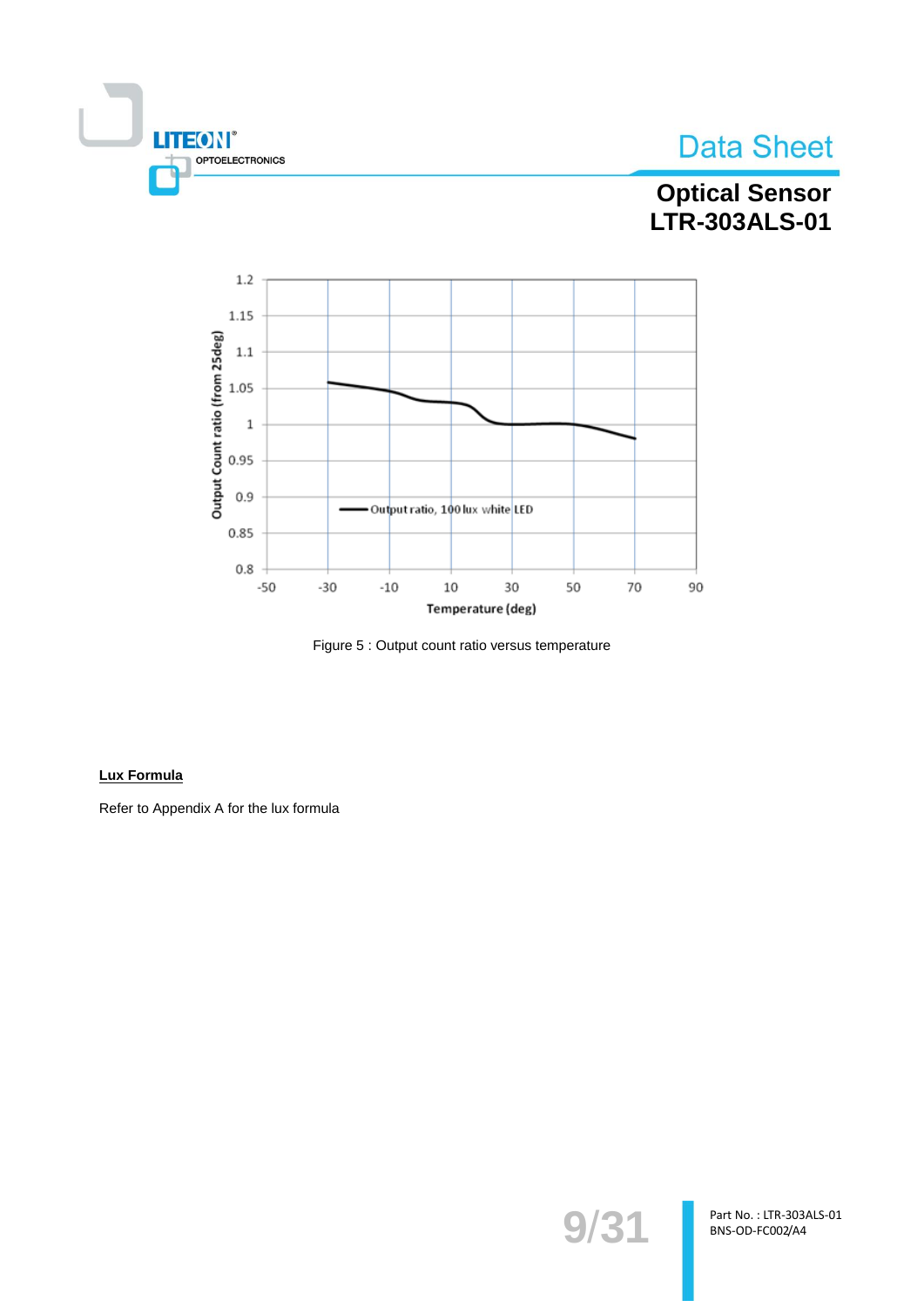Figure 5 : Output count ratio versus temperature

**Lux Formula**

Refer to Appendix A for the lux formula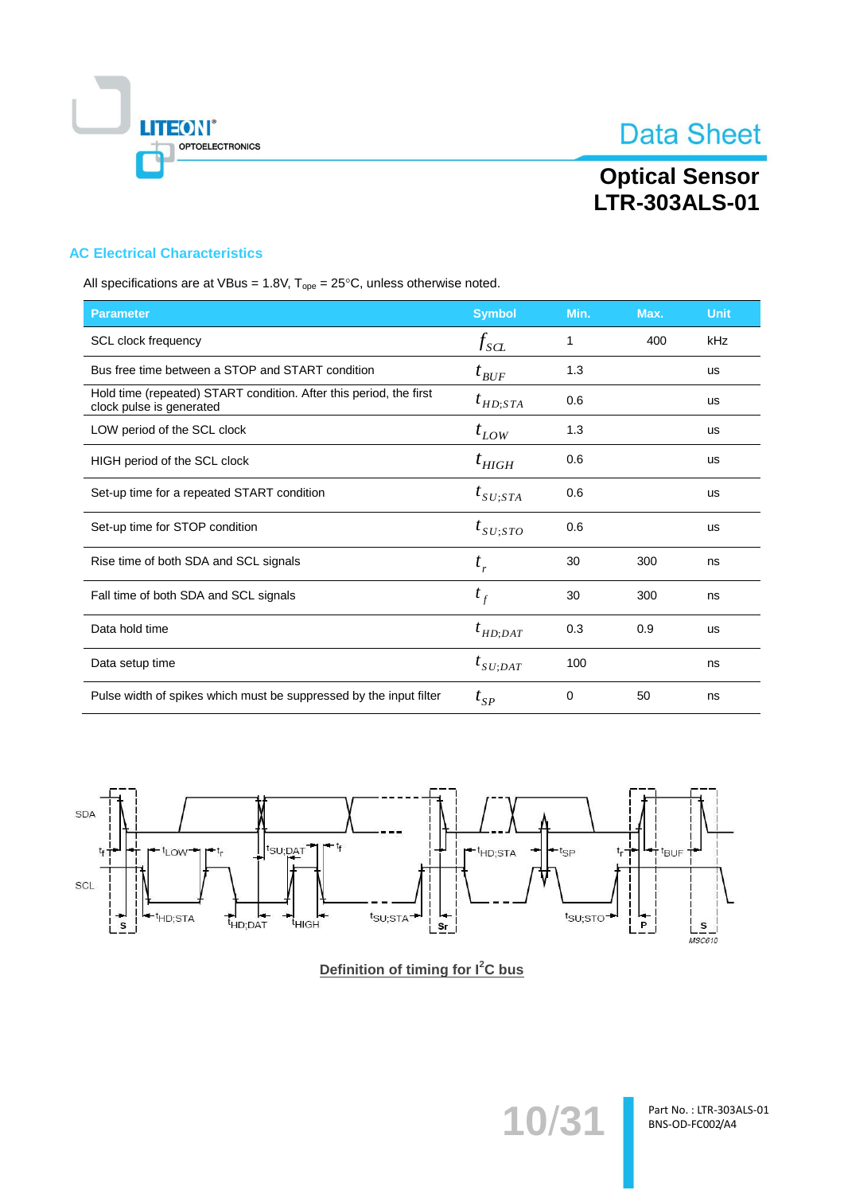## AC Electrical Characteristics

All specifications are at VBus = 1.8V, $T_{ope}$ = 25°C, unless otherwise noted.

| Parameter | Symbol | Min. | Max. | Unit |
|---|---|---|---|---|
| SCL clock frequency | $f_{SCL}$ | 1 | 400 | kHz |
| Bus free time between a STOP and START condition | $t_{BUF}$ | 1.3 | | us |
| Hold time (repeated) START condition. After this period, the first clock pulse is generated | $t_{HD;STA}$ | 0.6 | | us |
| LOW period of the SCL clock | $t_{LOW}$ | 1.3 | | us |
| HIGH period of the SCL clock | $t_{HIGH}$ | 0.6 | | us |
| Set-up time for a repeated START condition | $t_{SU;STA}$ | 0.6 | | us |
| Set-up time for STOP condition | $t_{SU;STO}$ | 0.6 | | us |
| Rise time of both SDA and SCL signals | $t_r$ | 30 | 300 | ns |
| Fall time of both SDA and SCL signals | $t_f$ | 30 | 300 | ns |
| Data hold time | $t_{HD;DAT}$ | 0.3 | 0.9 | us |
| Data setup time | $t_{SU;DAT}$ | 100 | | ns |
| Pulse width of spikes which must be suppressed by the input filter | $t_{SP}$ | 0 | 50 | ns |

**Definition of timing for I²C bus**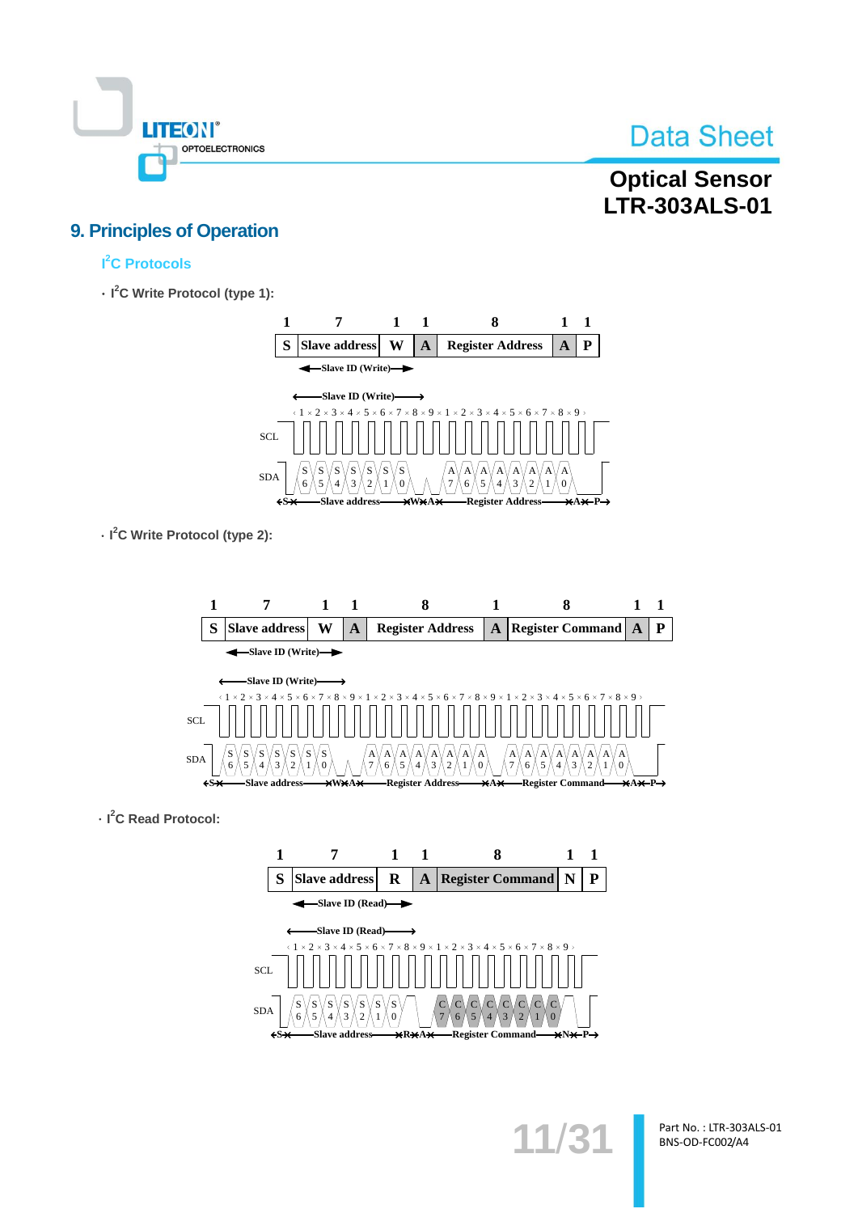## 9. Principles of Operation

### $I^2C$ Protocols

· $I^2C$ Write Protocol (type 1):

| 1 | 7 | 1 | 1 | 8 | 1 | 1 |
|---|---|---|---|---|---|---|
| S | Slave address | W | A | Register Address | A | P |

Slave ID (Write)

SCL

SDA: S6 S5 S4 S3 S2 S1 S0 — W — A — A7 A6 A5 A4 A3 A2 A1 A0 — A — P

S — Slave address — W — A — Register Address — A — P

· $I^2C$ Write Protocol (type 2):

| 1 | 7 | 1 | 1 | 8 | 1 | 8 | 1 | 1 |
|---|---|---|---|---|---|---|---|---|
| S | Slave address | W | A | Register Address | A | Register Command | A | P |

Slave ID (Write)

SCL

SDA: S6 S5 S4 S3 S2 S1 S0 — W — A — A7 A6 A5 A4 A3 A2 A1 A0 — A — A7 A6 A5 A4 A3 A2 A1 A0 — A — P

S — Slave address — W — A — Register Address — A — Register Command — A — P

· $I^2C$ Read Protocol:

| 1 | 7 | 1 | 1 | 8 | 1 | 1 |
|---|---|---|---|---|---|---|
| S | Slave address | R | A | Register Command | N | P |

Slave ID (Read)

SCL

SDA: S6 S5 S4 S3 S2 S1 S0 — R — A — C7 C6 C5 C4 C3 C2 C1 C0 — N — P

S — Slave address — R — A — Register Command — N — P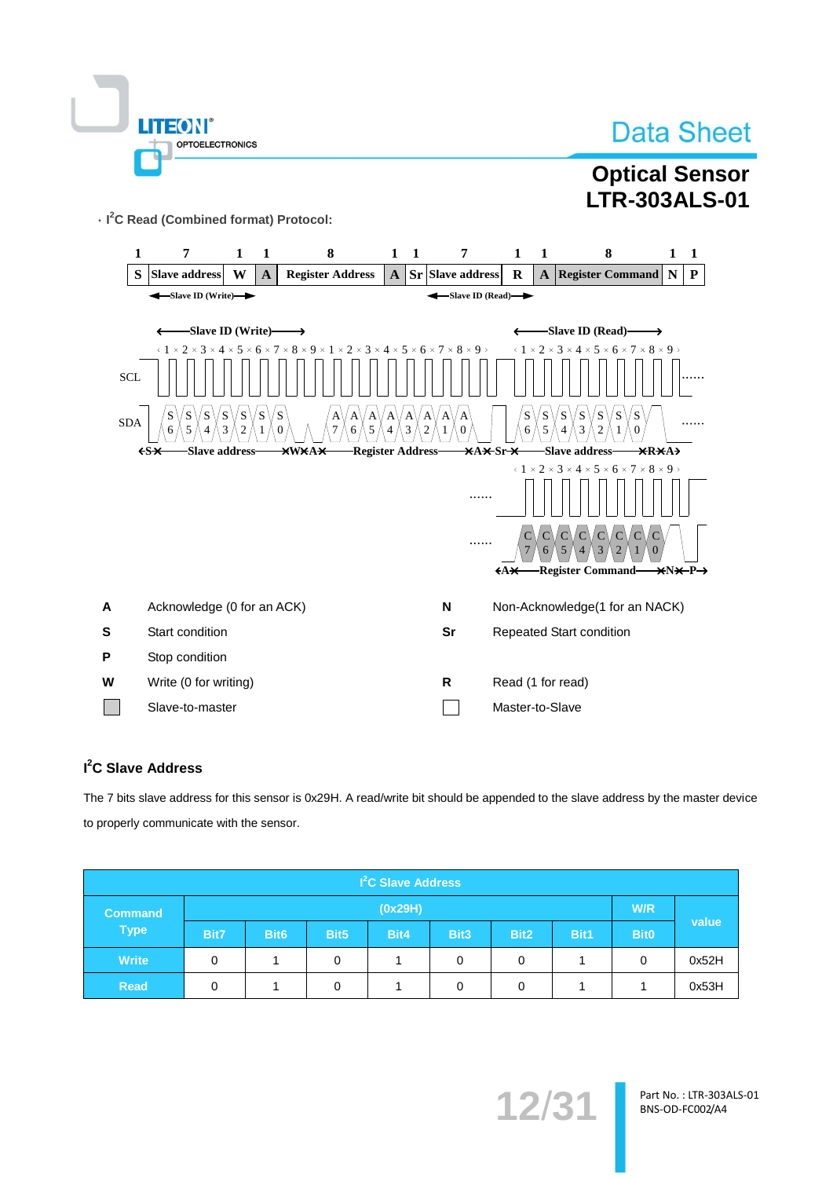· I²C Read (Combined format) Protocol:

| 1 | 7 | 1 | 1 | 8 | 1 | 1 | 7 | 1 | 1 | 8 | 1 | 1 |
|---|---|---|---|---|---|---|---|---|---|---|---|---|
| S | Slave address | W | A | Register Address | A | Sr | Slave address | R | A | Register Command | N | P |

Slave ID (Write) — Slave ID (Read)

| | |
|---|---|
| **A** | Acknowledge (0 for an ACK) |
| **N** | Non-Acknowledge(1 for an NACK) |
| **S** | Start condition |
| **Sr** | Repeated Start condition |
| **P** | Stop condition |
| **W** | Write (0 for writing) |
| **R** | Read (1 for read) |
| (shaded) | Slave-to-master |
| (blank) | Master-to-Slave |

## I²C Slave Address

The 7 bits slave address for this sensor is 0x29H. A read/write bit should be appended to the slave address by the master device to properly communicate with the sensor.

| I²C Slave Address | | | | | | | | | |
|---|---|---|---|---|---|---|---|---|---|
| Command Type | (0x29H) | | | | | | | W/R | value |
| | Bit7 | Bit6 | Bit5 | Bit4 | Bit3 | Bit2 | Bit1 | Bit0 | |
| Write | 0 | 1 | 0 | 1 | 0 | 0 | 1 | 0 | 0x52H |
| Read | 0 | 1 | 0 | 1 | 0 | 0 | 1 | 1 | 0x53H |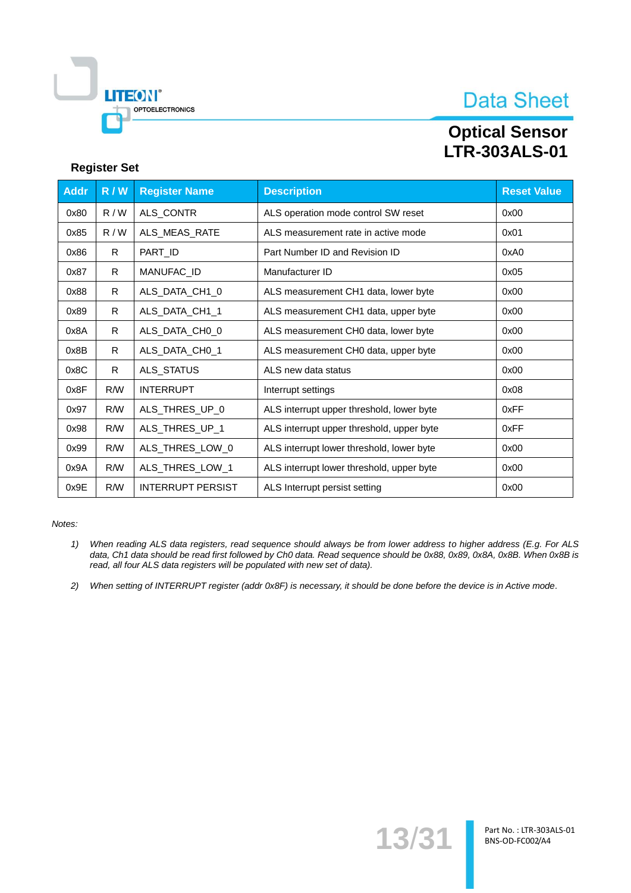## Register Set

| Addr | R / W | Register Name | Description | Reset Value |
|---|---|---|---|---|
| 0x80 | R / W | ALS_CONTR | ALS operation mode control SW reset | 0x00 |
| 0x85 | R / W | ALS_MEAS_RATE | ALS measurement rate in active mode | 0x01 |
| 0x86 | R | PART_ID | Part Number ID and Revision ID | 0xA0 |
| 0x87 | R | MANUFAC_ID | Manufacturer ID | 0x05 |
| 0x88 | R | ALS_DATA_CH1_0 | ALS measurement CH1 data, lower byte | 0x00 |
| 0x89 | R | ALS_DATA_CH1_1 | ALS measurement CH1 data, upper byte | 0x00 |
| 0x8A | R | ALS_DATA_CH0_0 | ALS measurement CH0 data, lower byte | 0x00 |
| 0x8B | R | ALS_DATA_CH0_1 | ALS measurement CH0 data, upper byte | 0x00 |
| 0x8C | R | ALS_STATUS | ALS new data status | 0x00 |
| 0x8F | R/W | INTERRUPT | Interrupt settings | 0x08 |
| 0x97 | R/W | ALS_THRES_UP_0 | ALS interrupt upper threshold, lower byte | 0xFF |
| 0x98 | R/W | ALS_THRES_UP_1 | ALS interrupt upper threshold, upper byte | 0xFF |
| 0x99 | R/W | ALS_THRES_LOW_0 | ALS interrupt lower threshold, lower byte | 0x00 |
| 0x9A | R/W | ALS_THRES_LOW_1 | ALS interrupt lower threshold, upper byte | 0x00 |
| 0x9E | R/W | INTERRUPT PERSIST | ALS Interrupt persist setting | 0x00 |

*Notes:*

1) *When reading ALS data registers, read sequence should always be from lower address to higher address (E.g. For ALS data, Ch1 data should be read first followed by Ch0 data. Read sequence should be 0x88, 0x89, 0x8A, 0x8B. When 0x8B is read, all four ALS data registers will be populated with new set of data).*

2) *When setting of INTERRUPT register (addr 0x8F) is necessary, it should be done before the device is in Active mode.*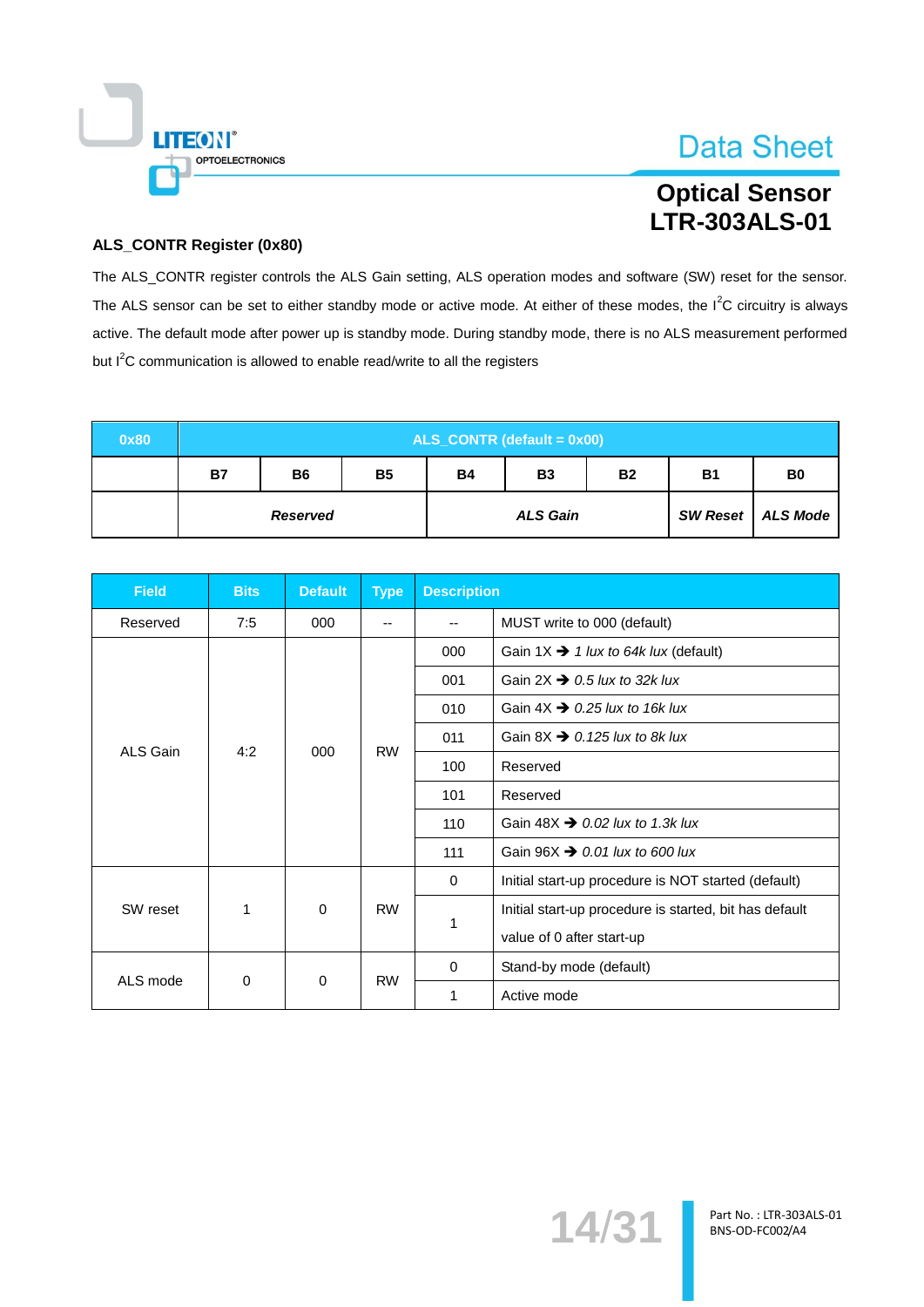## ALS_CONTR Register (0x80)

The ALS_CONTR register controls the ALS Gain setting, ALS operation modes and software (SW) reset for the sensor. The ALS sensor can be set to either standby mode or active mode. At either of these modes, the I$^2$C circuitry is always active. The default mode after power up is standby mode. During standby mode, there is no ALS measurement performed but I$^2$C communication is allowed to enable read/write to all the registers

| 0x80 | ALS_CONTR (default = 0x00) | | | | | | | |
|---|---|---|---|---|---|---|---|---|
| | B7 | B6 | B5 | B4 | B3 | B2 | B1 | B0 |
| | *Reserved* | | | *ALS Gain* | | | *SW Reset* | *ALS Mode* |

| Field | Bits | Default | Type | Description | |
|---|---|---|---|---|---|
| Reserved | 7:5 | 000 | -- | -- | MUST write to 000 (default) |
| ALS Gain | 4:2 | 000 | RW | 000 | Gain 1X ➔ *1 lux to 64k lux* (default) |
| | | | | 001 | Gain 2X ➔ *0.5 lux to 32k lux* |
| | | | | 010 | Gain 4X ➔ *0.25 lux to 16k lux* |
| | | | | 011 | Gain 8X ➔ *0.125 lux to 8k lux* |
| | | | | 100 | Reserved |
| | | | | 101 | Reserved |
| | | | | 110 | Gain 48X ➔ *0.02 lux to 1.3k lux* |
| | | | | 111 | Gain 96X ➔ *0.01 lux to 600 lux* |
| SW reset | 1 | 0 | RW | 0 | Initial start-up procedure is NOT started (default) |
| | | | | 1 | Initial start-up procedure is started, bit has default value of 0 after start-up |
| ALS mode | 0 | 0 | RW | 0 | Stand-by mode (default) |
| | | | | 1 | Active mode |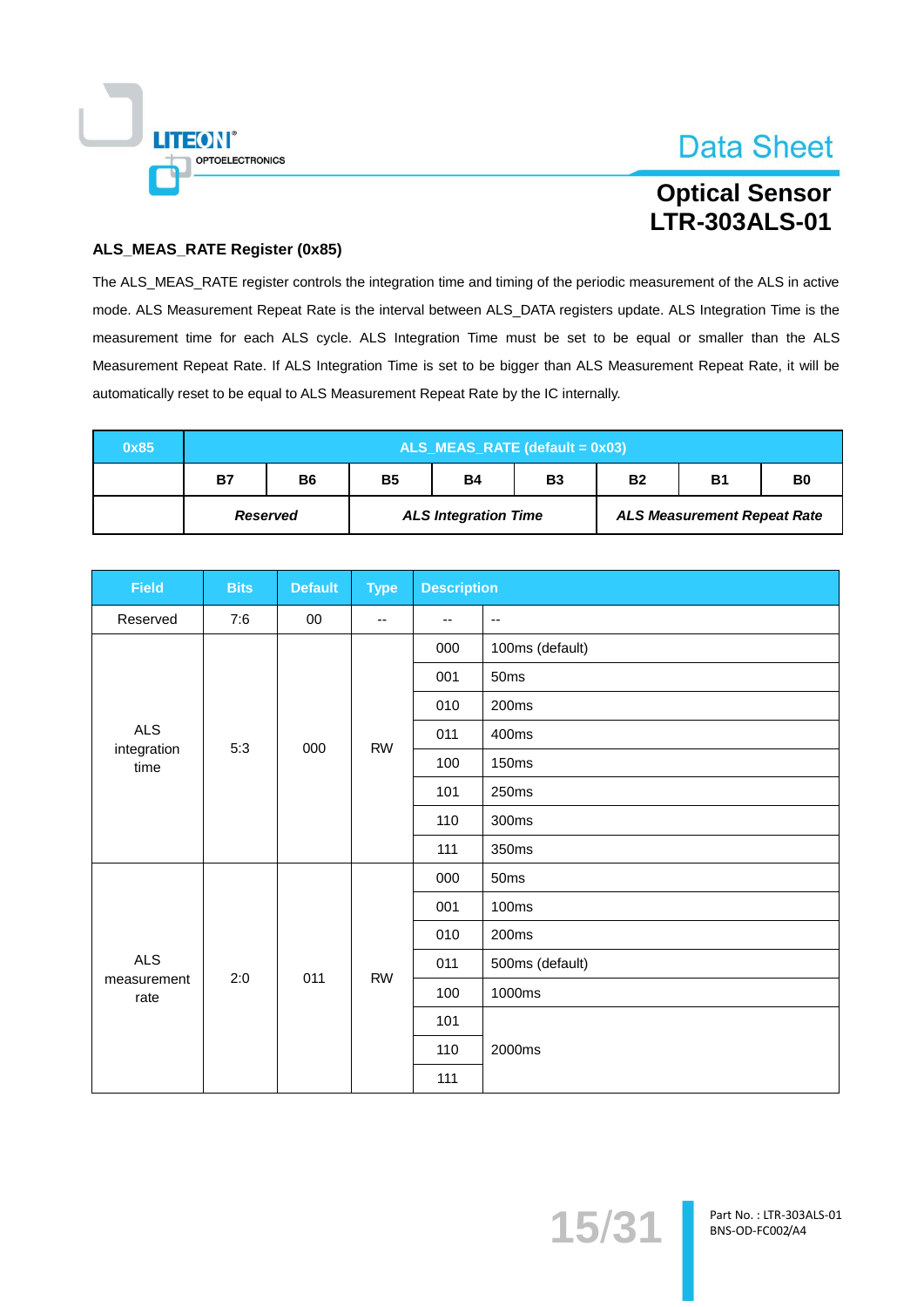### ALS_MEAS_RATE Register (0x85)

The ALS_MEAS_RATE register controls the integration time and timing of the periodic measurement of the ALS in active mode. ALS Measurement Repeat Rate is the interval between ALS_DATA registers update. ALS Integration Time is the measurement time for each ALS cycle. ALS Integration Time must be set to be equal or smaller than the ALS Measurement Repeat Rate. If ALS Integration Time is set to be bigger than ALS Measurement Repeat Rate, it will be automatically reset to be equal to ALS Measurement Repeat Rate by the IC internally.

| 0x85 | ALS_MEAS_RATE (default = 0x03) | | | | | | | |
|---|---|---|---|---|---|---|---|---|
| | B7 | B6 | B5 | B4 | B3 | B2 | B1 | B0 |
| | *Reserved* | | *ALS Integration Time* | | | *ALS Measurement Repeat Rate* | | |

| Field | Bits | Default | Type | Description | |
|---|---|---|---|---|---|
| Reserved | 7:6 | 00 | -- | -- | -- |
| ALS integration time | 5:3 | 000 | RW | 000 | 100ms (default) |
| | | | | 001 | 50ms |
| | | | | 010 | 200ms |
| | | | | 011 | 400ms |
| | | | | 100 | 150ms |
| | | | | 101 | 250ms |
| | | | | 110 | 300ms |
| | | | | 111 | 350ms |
| ALS measurement rate | 2:0 | 011 | RW | 000 | 50ms |
| | | | | 001 | 100ms |
| | | | | 010 | 200ms |
| | | | | 011 | 500ms (default) |
| | | | | 100 | 1000ms |
| | | | | 101 | 2000ms |
| | | | | 110 | 2000ms |
| | | | | 111 | 2000ms |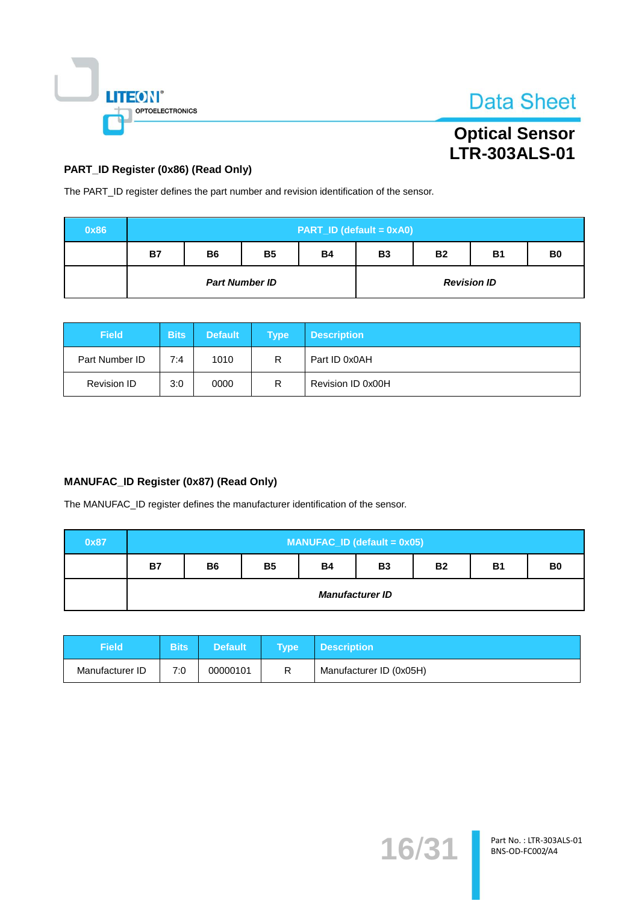## PART_ID Register (0x86) (Read Only)

The PART_ID register defines the part number and revision identification of the sensor.

| 0x86 | PART_ID (default = 0xA0) | | | | | | | |
|---|---|---|---|---|---|---|---|---|
| | B7 | B6 | B5 | B4 | B3 | B2 | B1 | B0 |
| | ***Part Number ID*** | | | | ***Revision ID*** | | | |

| Field | Bits | Default | Type | Description |
|---|---|---|---|---|
| Part Number ID | 7:4 | 1010 | R | Part ID 0x0AH |
| Revision ID | 3:0 | 0000 | R | Revision ID 0x00H |

## MANUFAC_ID Register (0x87) (Read Only)

The MANUFAC_ID register defines the manufacturer identification of the sensor.

| 0x87 | MANUFAC_ID (default = 0x05) | | | | | | | |
|---|---|---|---|---|---|---|---|---|
| | B7 | B6 | B5 | B4 | B3 | B2 | B1 | B0 |
| | ***Manufacturer ID*** | | | | | | | |

| Field | Bits | Default | Type | Description |
|---|---|---|---|---|
| Manufacturer ID | 7:0 | 00000101 | R | Manufacturer ID (0x05H) |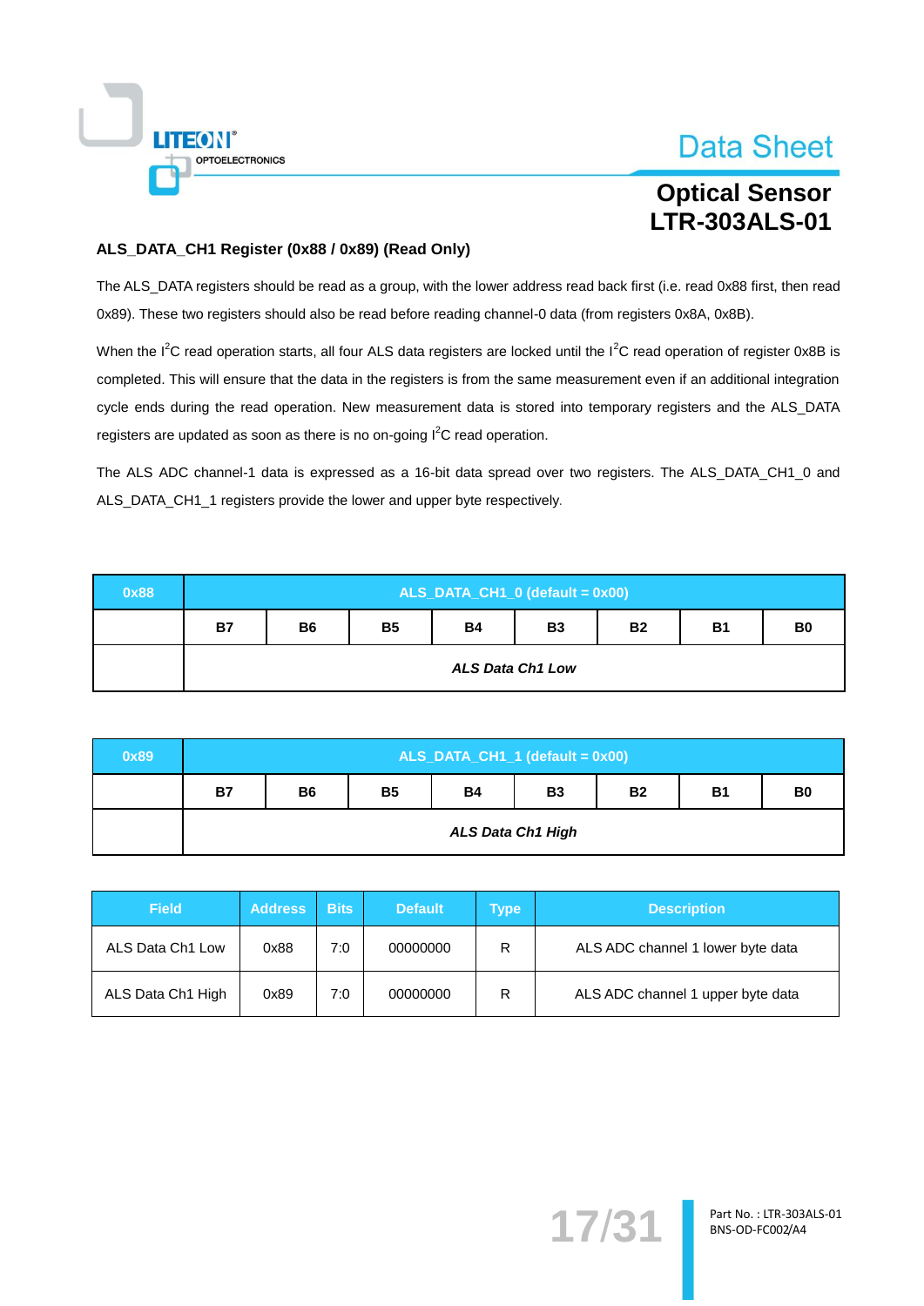### ALS_DATA_CH1 Register (0x88 / 0x89) (Read Only)

The ALS_DATA registers should be read as a group, with the lower address read back first (i.e. read 0x88 first, then read 0x89). These two registers should also be read before reading channel-0 data (from registers 0x8A, 0x8B).

When the $I^2C$ read operation starts, all four ALS data registers are locked until the $I^2C$ read operation of register 0x8B is completed. This will ensure that the data in the registers is from the same measurement even if an additional integration cycle ends during the read operation. New measurement data is stored into temporary registers and the ALS_DATA registers are updated as soon as there is no on-going $I^2C$ read operation.

The ALS ADC channel-1 data is expressed as a 16-bit data spread over two registers. The ALS_DATA_CH1_0 and ALS_DATA_CH1_1 registers provide the lower and upper byte respectively.

| 0x88 | ALS_DATA_CH1_0 (default = 0x00) | | | | | | | |
|---|---|---|---|---|---|---|---|---|
| | B7 | B6 | B5 | B4 | B3 | B2 | B1 | B0 |
| | ***ALS Data Ch1 Low*** | | | | | | | |

| 0x89 | ALS_DATA_CH1_1 (default = 0x00) | | | | | | | |
|---|---|---|---|---|---|---|---|---|
| | B7 | B6 | B5 | B4 | B3 | B2 | B1 | B0 |
| | ***ALS Data Ch1 High*** | | | | | | | |

| Field | Address | Bits | Default | Type | Description |
|---|---|---|---|---|---|
| ALS Data Ch1 Low | 0x88 | 7:0 | 00000000 | R | ALS ADC channel 1 lower byte data |
| ALS Data Ch1 High | 0x89 | 7:0 | 00000000 | R | ALS ADC channel 1 upper byte data |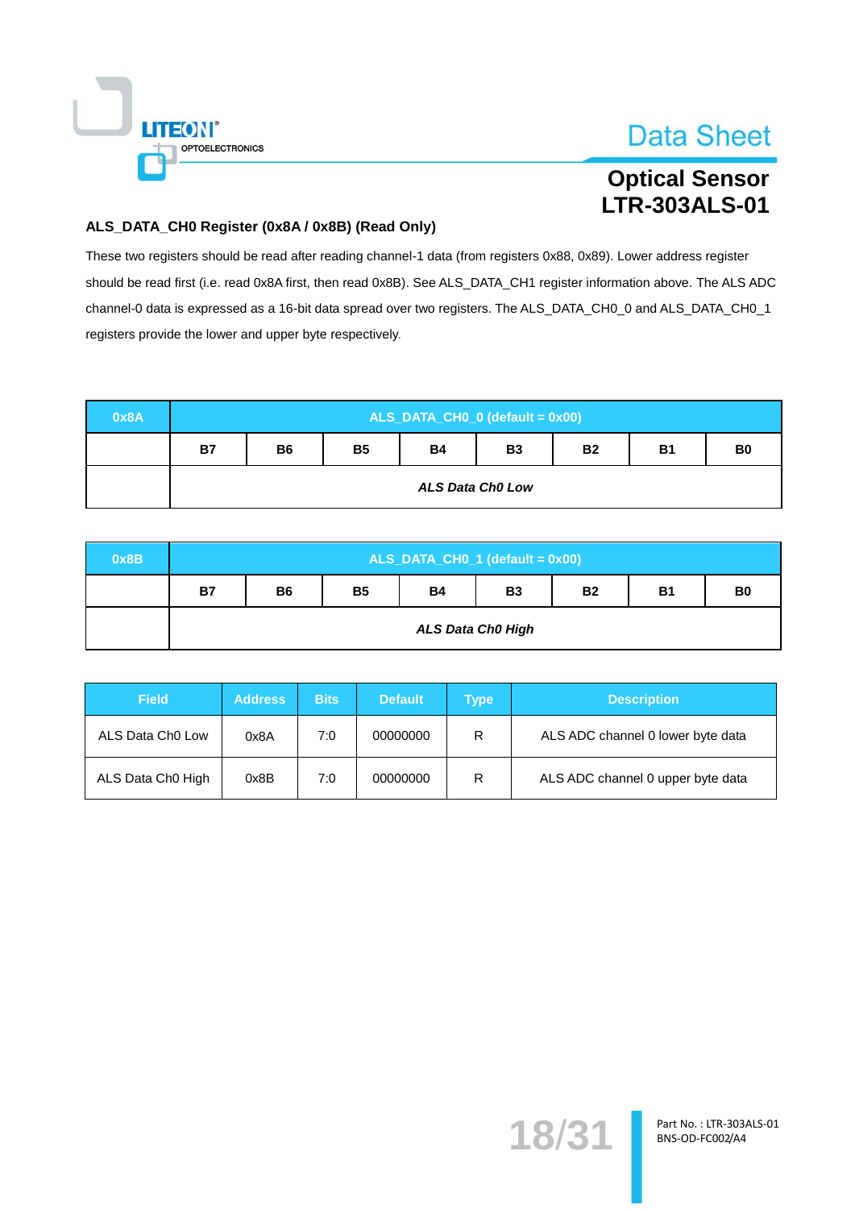### ALS_DATA_CH0 Register (0x8A / 0x8B) (Read Only)

These two registers should be read after reading channel-1 data (from registers 0x88, 0x89). Lower address register should be read first (i.e. read 0x8A first, then read 0x8B). See ALS_DATA_CH1 register information above. The ALS ADC channel-0 data is expressed as a 16-bit data spread over two registers. The ALS_DATA_CH0_0 and ALS_DATA_CH0_1 registers provide the lower and upper byte respectively.

| 0x8A | ALS_DATA_CH0_0 (default = 0x00) | | | | | | | |
|---|---|---|---|---|---|---|---|---|
| | B7 | B6 | B5 | B4 | B3 | B2 | B1 | B0 |
| | ***ALS Data Ch0 Low*** | | | | | | | |

| 0x8B | ALS_DATA_CH0_1 (default = 0x00) | | | | | | | |
|---|---|---|---|---|---|---|---|---|
| | B7 | B6 | B5 | B4 | B3 | B2 | B1 | B0 |
| | ***ALS Data Ch0 High*** | | | | | | | |

| Field | Address | Bits | Default | Type | Description |
|---|---|---|---|---|---|
| ALS Data Ch0 Low | 0x8A | 7:0 | 00000000 | R | ALS ADC channel 0 lower byte data |
| ALS Data Ch0 High | 0x8B | 7:0 | 00000000 | R | ALS ADC channel 0 upper byte data |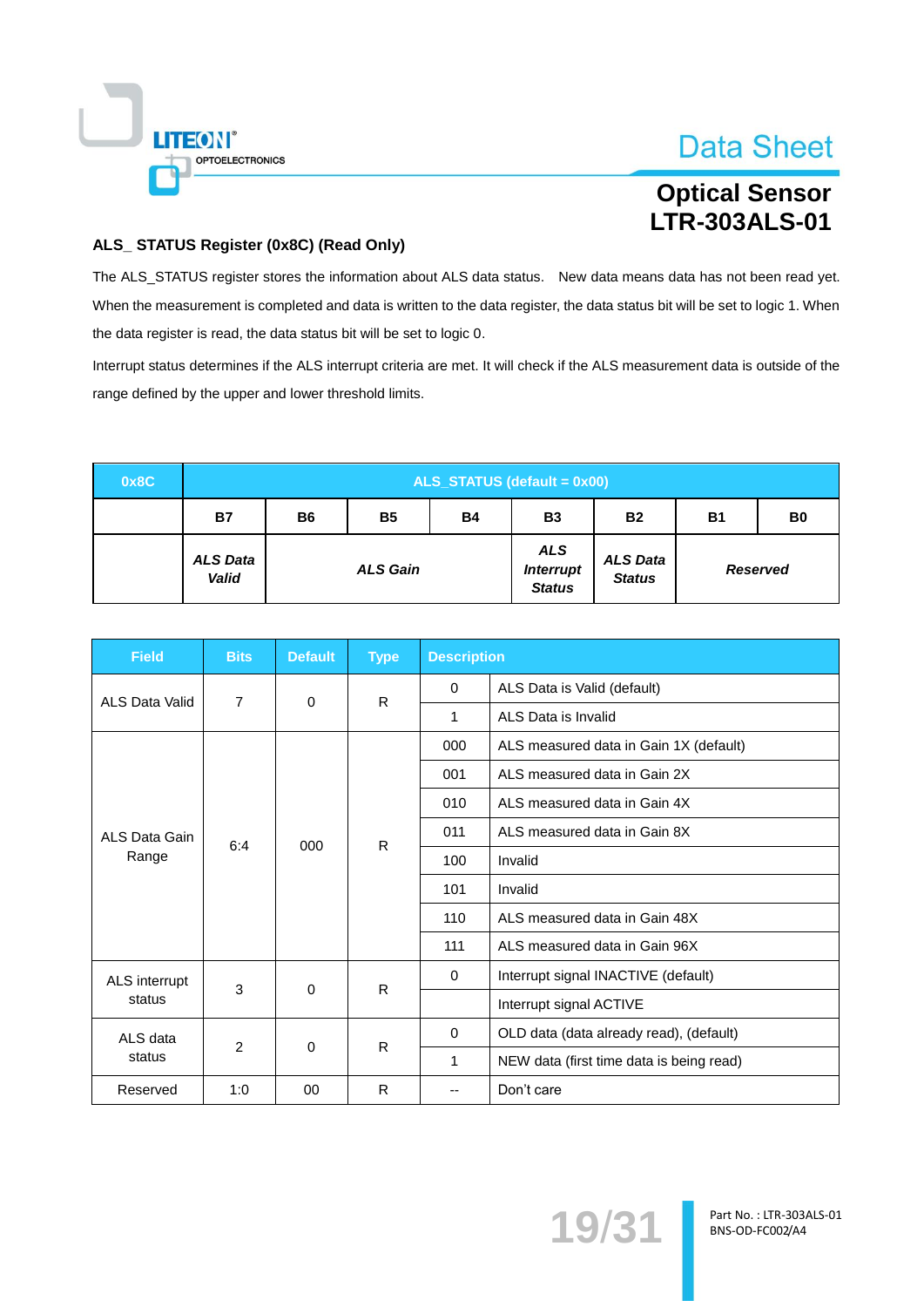## ALS_ STATUS Register (0x8C) (Read Only)

The ALS_STATUS register stores the information about ALS data status. New data means data has not been read yet. When the measurement is completed and data is written to the data register, the data status bit will be set to logic 1. When the data register is read, the data status bit will be set to logic 0.

Interrupt status determines if the ALS interrupt criteria are met. It will check if the ALS measurement data is outside of the range defined by the upper and lower threshold limits.

| 0x8C | ALS_STATUS (default = 0x00) | | | | | | | |
|---|---|---|---|---|---|---|---|---|
| | B7 | B6 | B5 | B4 | B3 | B2 | B1 | B0 |
| | *ALS Data Valid* | *ALS Gain* | | | *ALS Interrupt Status* | *ALS Data Status* | *Reserved* | |

| Field | Bits | Default | Type | Description | |
|---|---|---|---|---|---|
| ALS Data Valid | 7 | 0 | R | 0 | ALS Data is Valid (default) |
| | | | | 1 | ALS Data is Invalid |
| ALS Data Gain Range | 6:4 | 000 | R | 000 | ALS measured data in Gain 1X (default) |
| | | | | 001 | ALS measured data in Gain 2X |
| | | | | 010 | ALS measured data in Gain 4X |
| | | | | 011 | ALS measured data in Gain 8X |
| | | | | 100 | Invalid |
| | | | | 101 | Invalid |
| | | | | 110 | ALS measured data in Gain 48X |
| | | | | 111 | ALS measured data in Gain 96X |
| ALS interrupt status | 3 | 0 | R | 0 | Interrupt signal INACTIVE (default) |
| | | | | | Interrupt signal ACTIVE |
| ALS data status | 2 | 0 | R | 0 | OLD data (data already read), (default) |
| | | | | 1 | NEW data (first time data is being read) |
| Reserved | 1:0 | 00 | R | -- | Don't care |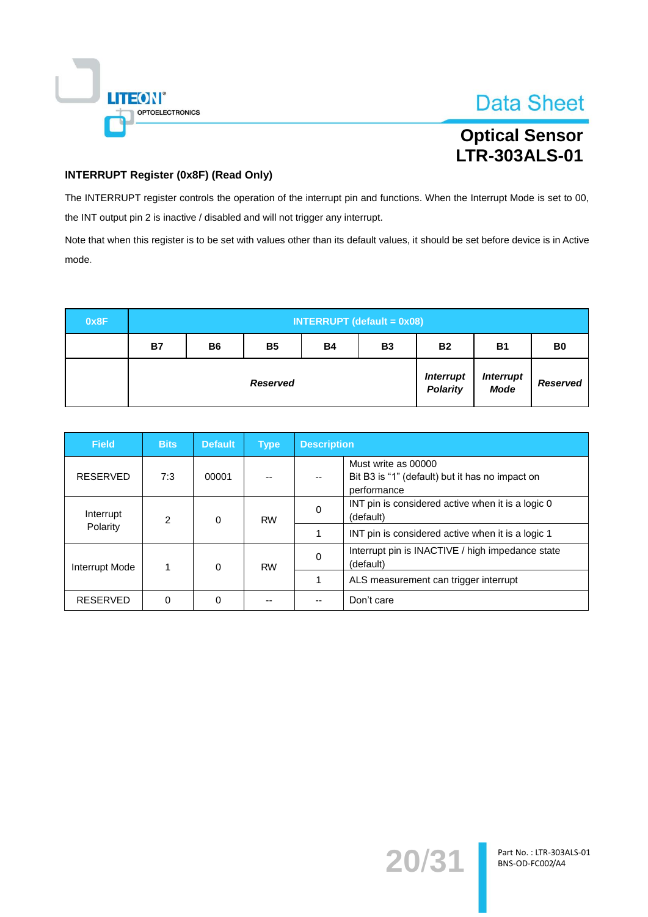**INTERRUPT Register (0x8F) (Read Only)**

The INTERRUPT register controls the operation of the interrupt pin and functions. When the Interrupt Mode is set to 00, the INT output pin 2 is inactive / disabled and will not trigger any interrupt.

Note that when this register is to be set with values other than its default values, it should be set before device is in Active mode.

| 0x8F | INTERRUPT (default = 0x08) | | | | | | | |
|---|---|---|---|---|---|---|---|---|
| | B7 | B6 | B5 | B4 | B3 | B2 | B1 | B0 |
| | *Reserved* | | | | | *Interrupt Polarity* | *Interrupt Mode* | *Reserved* |

| Field | Bits | Default | Type | Description | |
|---|---|---|---|---|---|
| RESERVED | 7:3 | 00001 | -- | -- | Must write as 00000<br>Bit B3 is "1" (default) but it has no impact on performance |
| Interrupt Polarity | 2 | 0 | RW | 0 | INT pin is considered active when it is a logic 0 (default) |
| | | | | 1 | INT pin is considered active when it is a logic 1 |
| Interrupt Mode | 1 | 0 | RW | 0 | Interrupt pin is INACTIVE / high impedance state (default) |
| | | | | 1 | ALS measurement can trigger interrupt |
| RESERVED | 0 | 0 | -- | -- | Don't care |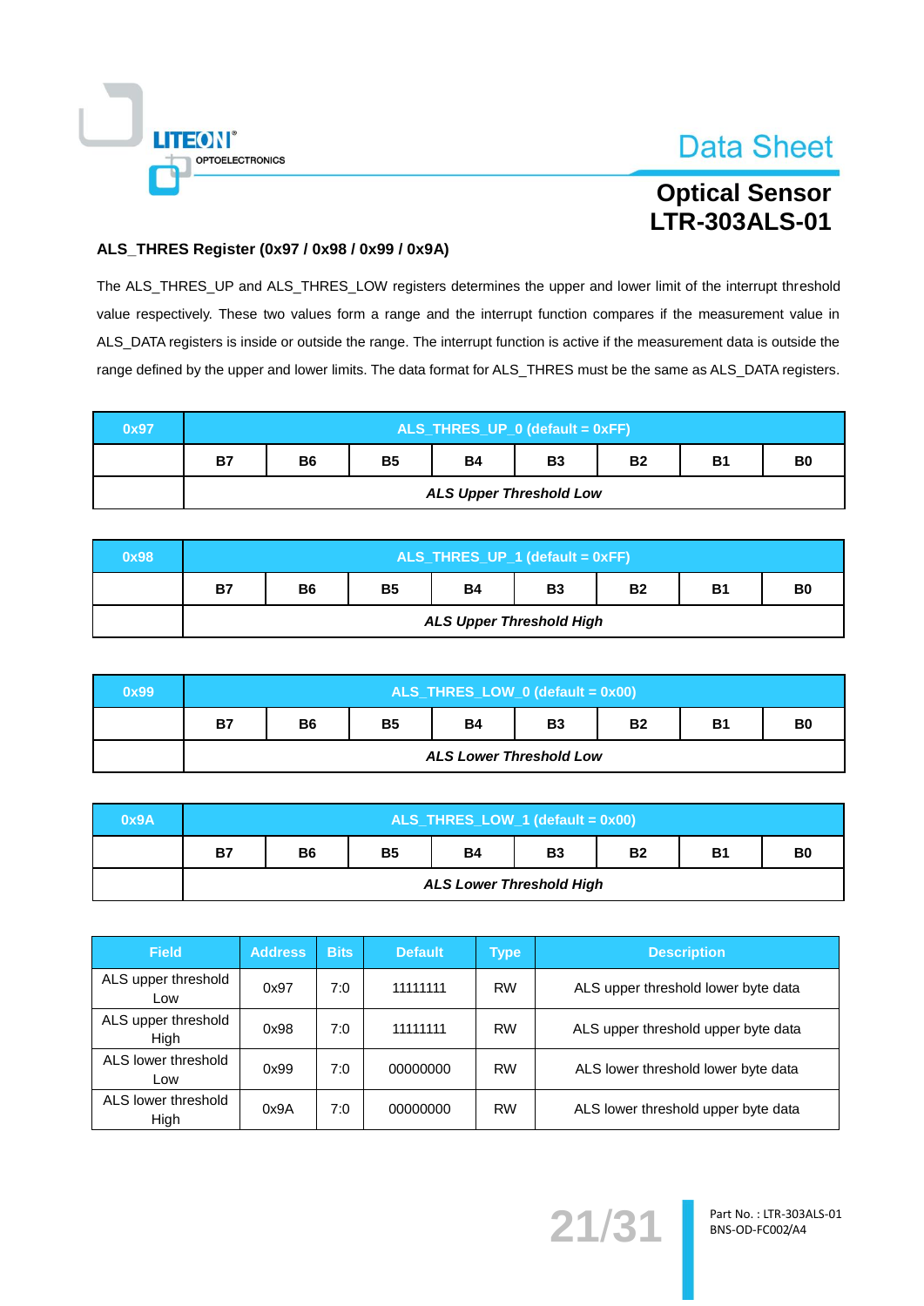### ALS_THRES Register (0x97 / 0x98 / 0x99 / 0x9A)

The ALS_THRES_UP and ALS_THRES_LOW registers determines the upper and lower limit of the interrupt threshold value respectively. These two values form a range and the interrupt function compares if the measurement value in ALS_DATA registers is inside or outside the range. The interrupt function is active if the measurement data is outside the range defined by the upper and lower limits. The data format for ALS_THRES must be the same as ALS_DATA registers.

| 0x97 | ALS_THRES_UP_0 (default = 0xFF) | | | | | | | |
|---|---|---|---|---|---|---|---|---|
| | B7 | B6 | B5 | B4 | B3 | B2 | B1 | B0 |
| | ***ALS Upper Threshold Low*** | | | | | | | |

| 0x98 | ALS_THRES_UP_1 (default = 0xFF) | | | | | | | |
|---|---|---|---|---|---|---|---|---|
| | B7 | B6 | B5 | B4 | B3 | B2 | B1 | B0 |
| | ***ALS Upper Threshold High*** | | | | | | | |

| 0x99 | ALS_THRES_LOW_0 (default = 0x00) | | | | | | | |
|---|---|---|---|---|---|---|---|---|
| | B7 | B6 | B5 | B4 | B3 | B2 | B1 | B0 |
| | ***ALS Lower Threshold Low*** | | | | | | | |

| 0x9A | ALS_THRES_LOW_1 (default = 0x00) | | | | | | | |
|---|---|---|---|---|---|---|---|---|
| | B7 | B6 | B5 | B4 | B3 | B2 | B1 | B0 |
| | ***ALS Lower Threshold High*** | | | | | | | |

| Field | Address | Bits | Default | Type | Description |
|---|---|---|---|---|---|
| ALS upper threshold Low | 0x97 | 7:0 | 11111111 | RW | ALS upper threshold lower byte data |
| ALS upper threshold High | 0x98 | 7:0 | 11111111 | RW | ALS upper threshold upper byte data |
| ALS lower threshold Low | 0x99 | 7:0 | 00000000 | RW | ALS lower threshold lower byte data |
| ALS lower threshold High | 0x9A | 7:0 | 00000000 | RW | ALS lower threshold upper byte data |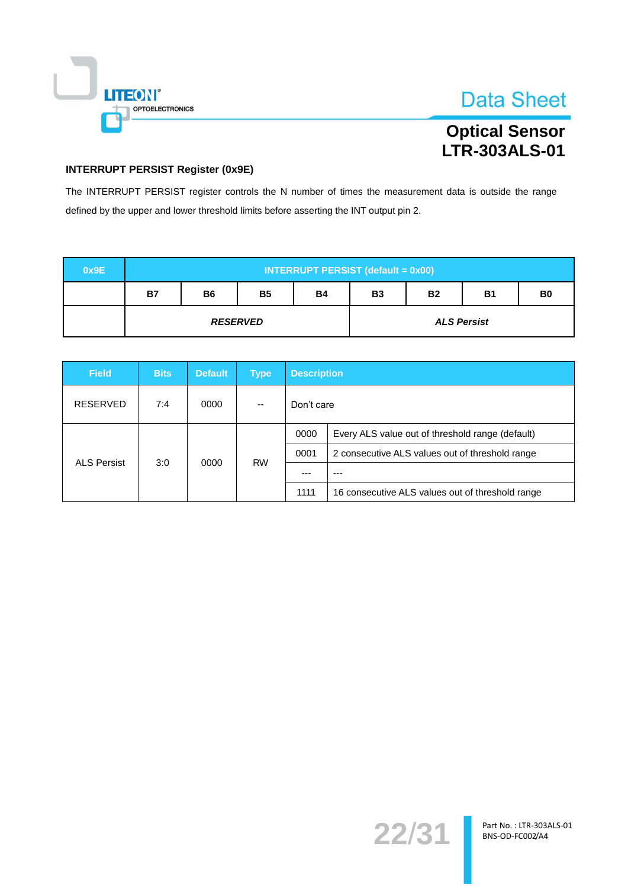### INTERRUPT PERSIST Register (0x9E)

The INTERRUPT PERSIST register controls the N number of times the measurement data is outside the range defined by the upper and lower threshold limits before asserting the INT output pin 2.

| 0x9E | INTERRUPT PERSIST (default = 0x00) | | | | | | | |
|---|---|---|---|---|---|---|---|---|
| | **B7** | **B6** | **B5** | **B4** | **B3** | **B2** | **B1** | **B0** |
| | ***RESERVED*** | | | | ***ALS Persist*** | | | |

| Field | Bits | Default | Type | Description | |
|---|---|---|---|---|---|
| RESERVED | 7:4 | 0000 | -- | Don't care | |
| ALS Persist | 3:0 | 0000 | RW | 0000 | Every ALS value out of threshold range (default) |
| | | | | 0001 | 2 consecutive ALS values out of threshold range |
| | | | | --- | --- |
| | | | | 1111 | 16 consecutive ALS values out of threshold range |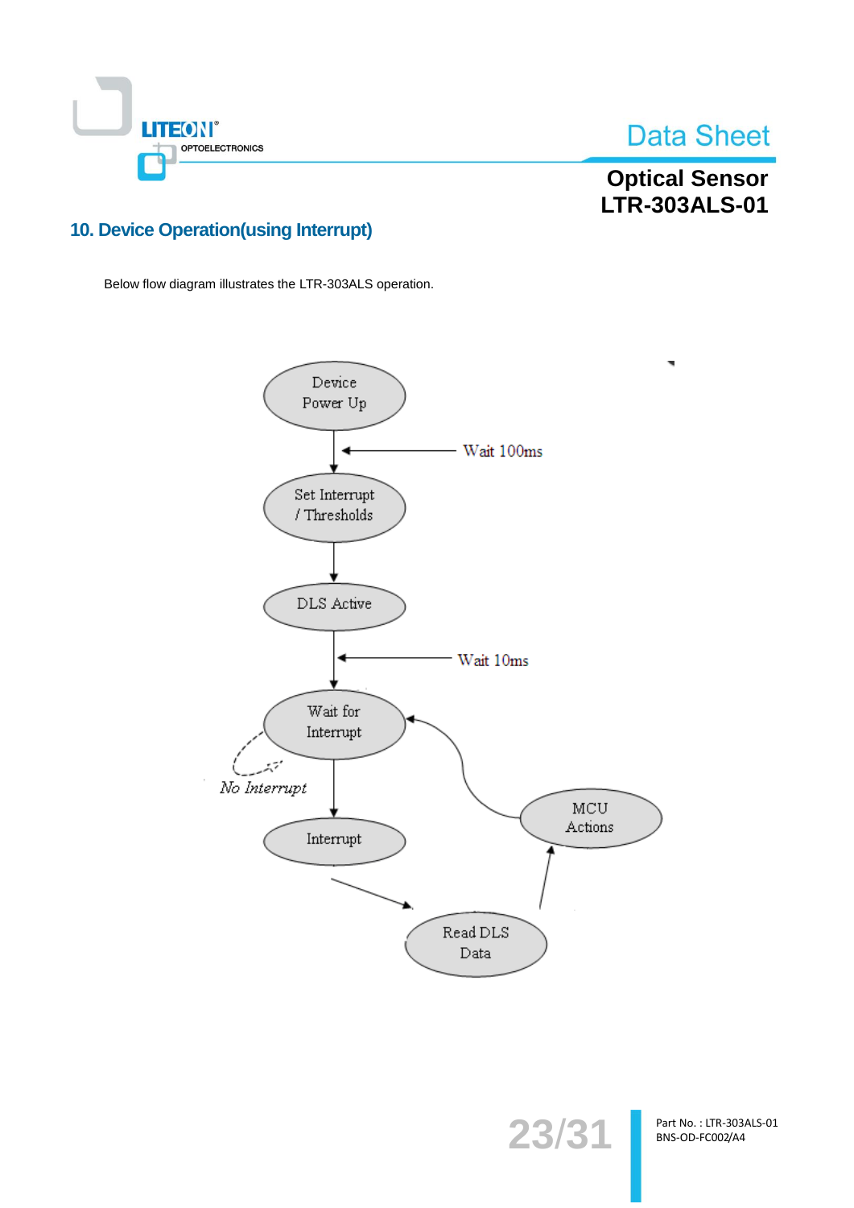## 10. Device Operation(using Interrupt)

Below flow diagram illustrates the LTR-303ALS operation.

Device Power Up

Wait 100ms

Set Interrupt / Thresholds

DLS Active

Wait 10ms

Wait for Interrupt

*No Interrupt*

Interrupt

Read DLS Data

MCU Actions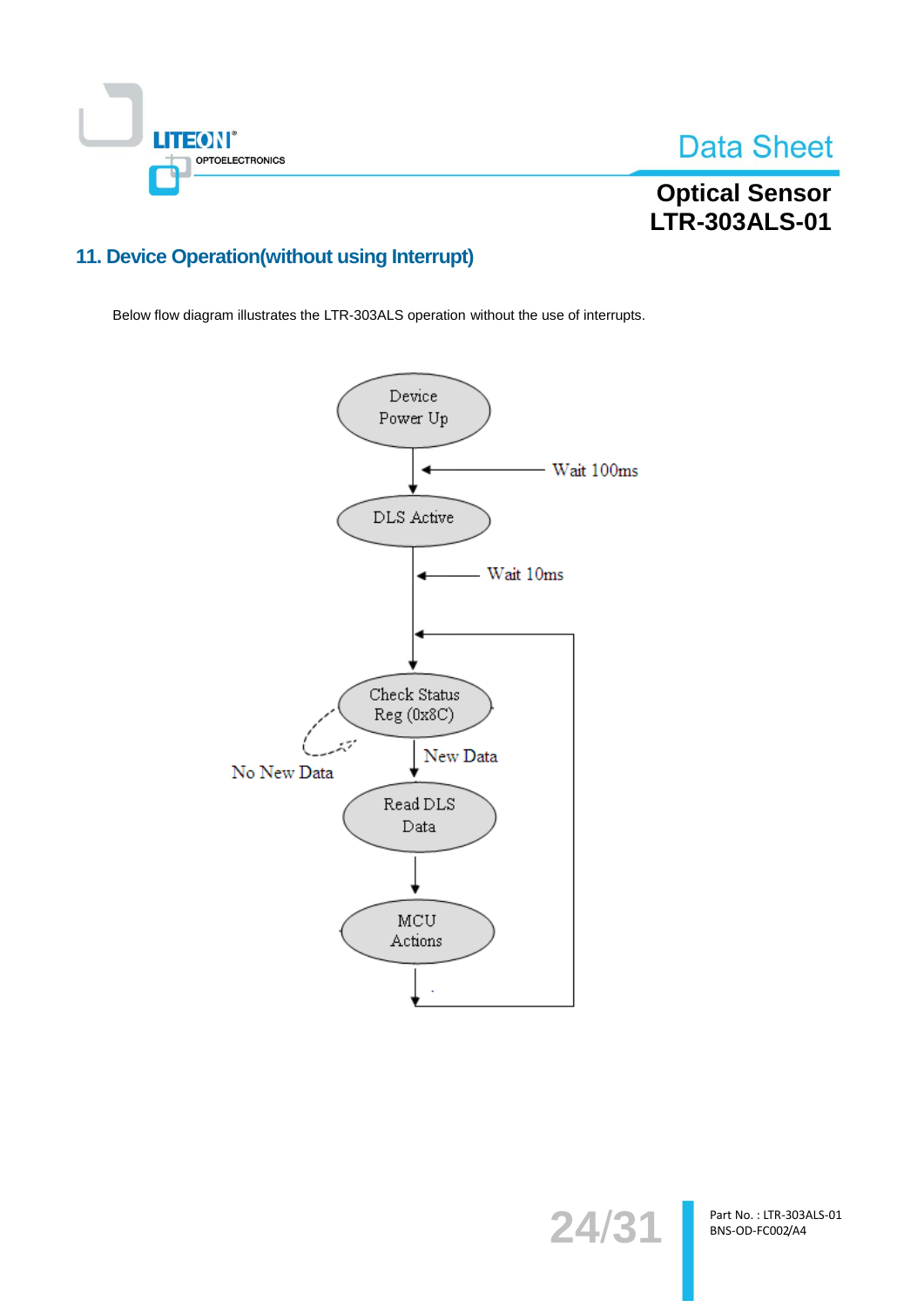## 11. Device Operation(without using Interrupt)

Below flow diagram illustrates the LTR-303ALS operation without the use of interrupts.

Device Power Up

Wait 100ms

DLS Active

Wait 10ms

Check Status Reg (0x8C)

No New Data

New Data

Read DLS Data

MCU Actions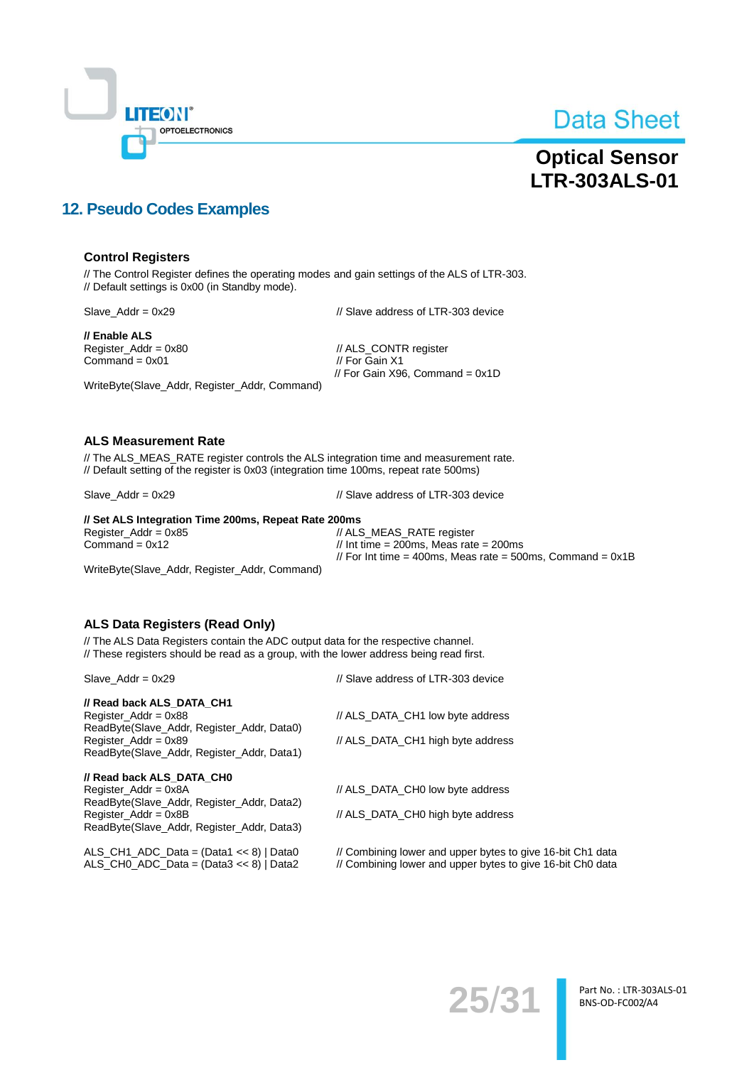## 12. Pseudo Codes Examples

### Control Registers

// The Control Register defines the operating modes and gain settings of the ALS of LTR-303.
// Default settings is 0x00 (in Standby mode).

```
Slave_Addr = 0x29                                   // Slave address of LTR-303 device

// Enable ALS
Register_Addr = 0x80                                // ALS_CONTR register
Command = 0x01                                      // For Gain X1
                                                    // For Gain X96, Command = 0x1D
WriteByte(Slave_Addr, Register_Addr, Command)
```

### ALS Measurement Rate

// The ALS_MEAS_RATE register controls the ALS integration time and measurement rate.
// Default setting of the register is 0x03 (integration time 100ms, repeat rate 500ms)

```
Slave_Addr = 0x29                                   // Slave address of LTR-303 device

// Set ALS Integration Time 200ms, Repeat Rate 200ms
Register_Addr = 0x85                                // ALS_MEAS_RATE register
Command = 0x12                                      // Int time = 200ms, Meas rate = 200ms
                                                    // For Int time = 400ms, Meas rate = 500ms, Command = 0x1B
WriteByte(Slave_Addr, Register_Addr, Command)
```

### ALS Data Registers (Read Only)

// The ALS Data Registers contain the ADC output data for the respective channel.
// These registers should be read as a group, with the lower address being read first.

```
Slave_Addr = 0x29                                   // Slave address of LTR-303 device

// Read back ALS_DATA_CH1
Register_Addr = 0x88                                // ALS_DATA_CH1 low byte address
ReadByte(Slave_Addr, Register_Addr, Data0)
Register_Addr = 0x89                                // ALS_DATA_CH1 high byte address
ReadByte(Slave_Addr, Register_Addr, Data1)

// Read back ALS_DATA_CH0
Register_Addr = 0x8A                                // ALS_DATA_CH0 low byte address
ReadByte(Slave_Addr, Register_Addr, Data2)
Register_Addr = 0x8B                                // ALS_DATA_CH0 high byte address
ReadByte(Slave_Addr, Register_Addr, Data3)

ALS_CH1_ADC_Data = (Data1 << 8) | Data0             // Combining lower and upper bytes to give 16-bit Ch1 data
ALS_CH0_ADC_Data = (Data3 << 8) | Data2             // Combining lower and upper bytes to give 16-bit Ch0 data
```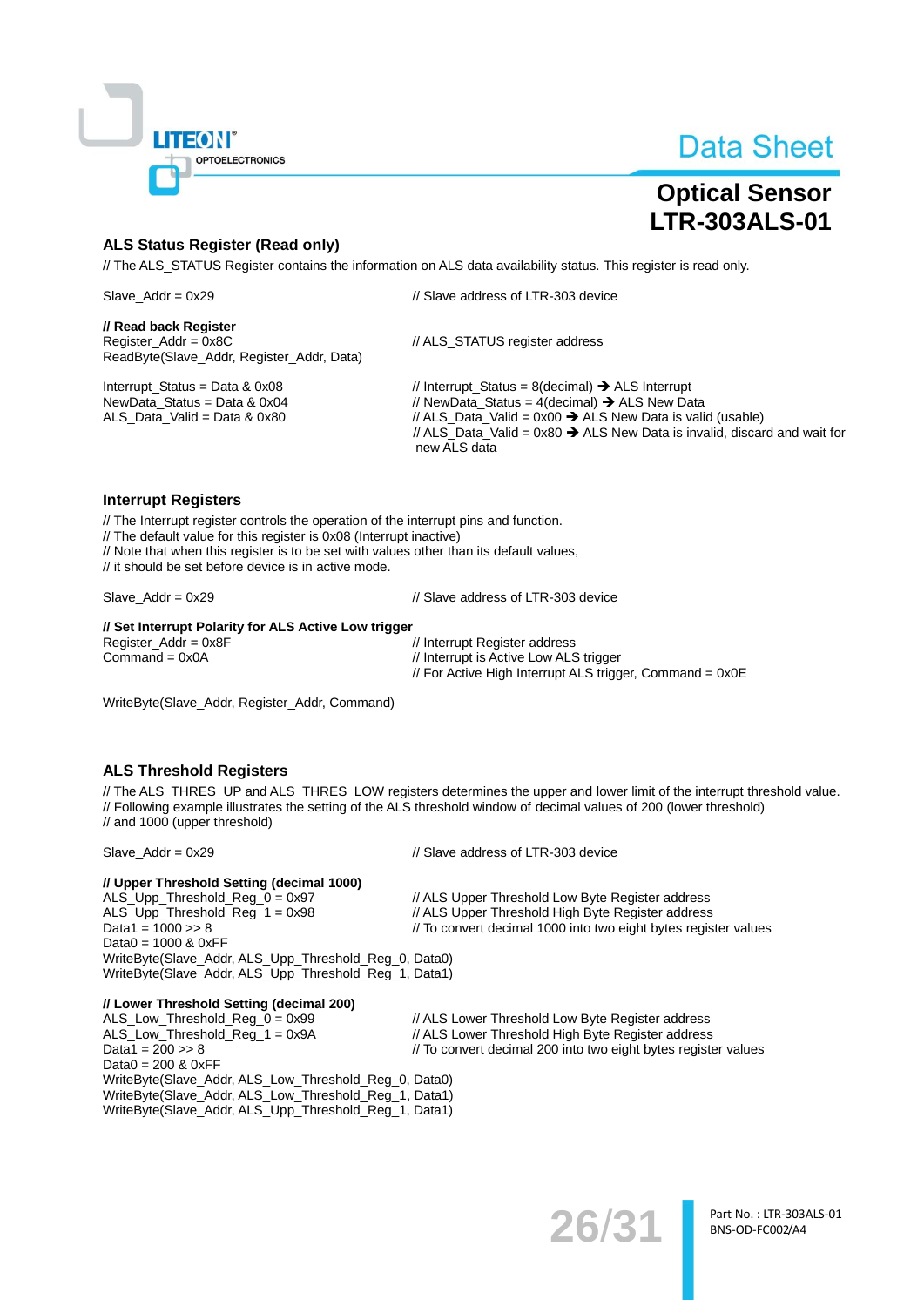### ALS Status Register (Read only)

// The ALS_STATUS Register contains the information on ALS data availability status. This register is read only.

```
Slave_Addr = 0x29                              // Slave address of LTR-303 device

// Read back Register
Register_Addr = 0x8C                           // ALS_STATUS register address
ReadByte(Slave_Addr, Register_Addr, Data)

Interrupt_Status = Data & 0x08                 // Interrupt_Status = 8(decimal) → ALS Interrupt
NewData_Status = Data & 0x04                   // NewData_Status = 4(decimal) → ALS New Data
ALS_Data_Valid = Data & 0x80                   // ALS_Data_Valid = 0x00 → ALS New Data is valid (usable)
                                               // ALS_Data_Valid = 0x80 → ALS New Data is invalid, discard and wait for
                                               new ALS data
```

### Interrupt Registers

// The Interrupt register controls the operation of the interrupt pins and function.
// The default value for this register is 0x08 (Interrupt inactive)
// Note that when this register is to be set with values other than its default values,
// it should be set before device is in active mode.

```
Slave_Addr = 0x29                              // Slave address of LTR-303 device

// Set Interrupt Polarity for ALS Active Low trigger
Register_Addr = 0x8F                           // Interrupt Register address
Command = 0x0A                                 // Interrupt is Active Low ALS trigger
                                               // For Active High Interrupt ALS trigger, Command = 0x0E

WriteByte(Slave_Addr, Register_Addr, Command)
```

### ALS Threshold Registers

// The ALS_THRES_UP and ALS_THRES_LOW registers determines the upper and lower limit of the interrupt threshold value.
// Following example illustrates the setting of the ALS threshold window of decimal values of 200 (lower threshold)
// and 1000 (upper threshold)

```
Slave_Addr = 0x29                              // Slave address of LTR-303 device

// Upper Threshold Setting (decimal 1000)
ALS_Upp_Threshold_Reg_0 = 0x97                 // ALS Upper Threshold Low Byte Register address
ALS_Upp_Threshold_Reg_1 = 0x98                 // ALS Upper Threshold High Byte Register address
Data1 = 1000 >> 8                              // To convert decimal 1000 into two eight bytes register values
Data0 = 1000 & 0xFF
WriteByte(Slave_Addr, ALS_Upp_Threshold_Reg_0, Data0)
WriteByte(Slave_Addr, ALS_Upp_Threshold_Reg_1, Data1)

// Lower Threshold Setting (decimal 200)
ALS_Low_Threshold_Reg_0 = 0x99                 // ALS Lower Threshold Low Byte Register address
ALS_Low_Threshold_Reg_1 = 0x9A                 // ALS Lower Threshold High Byte Register address
Data1 = 200 >> 8                               // To convert decimal 200 into two eight bytes register values
Data0 = 200 & 0xFF
WriteByte(Slave_Addr, ALS_Low_Threshold_Reg_0, Data0)
WriteByte(Slave_Addr, ALS_Low_Threshold_Reg_1, Data1)
WriteByte(Slave_Addr, ALS_Upp_Threshold_Reg_1, Data1)
```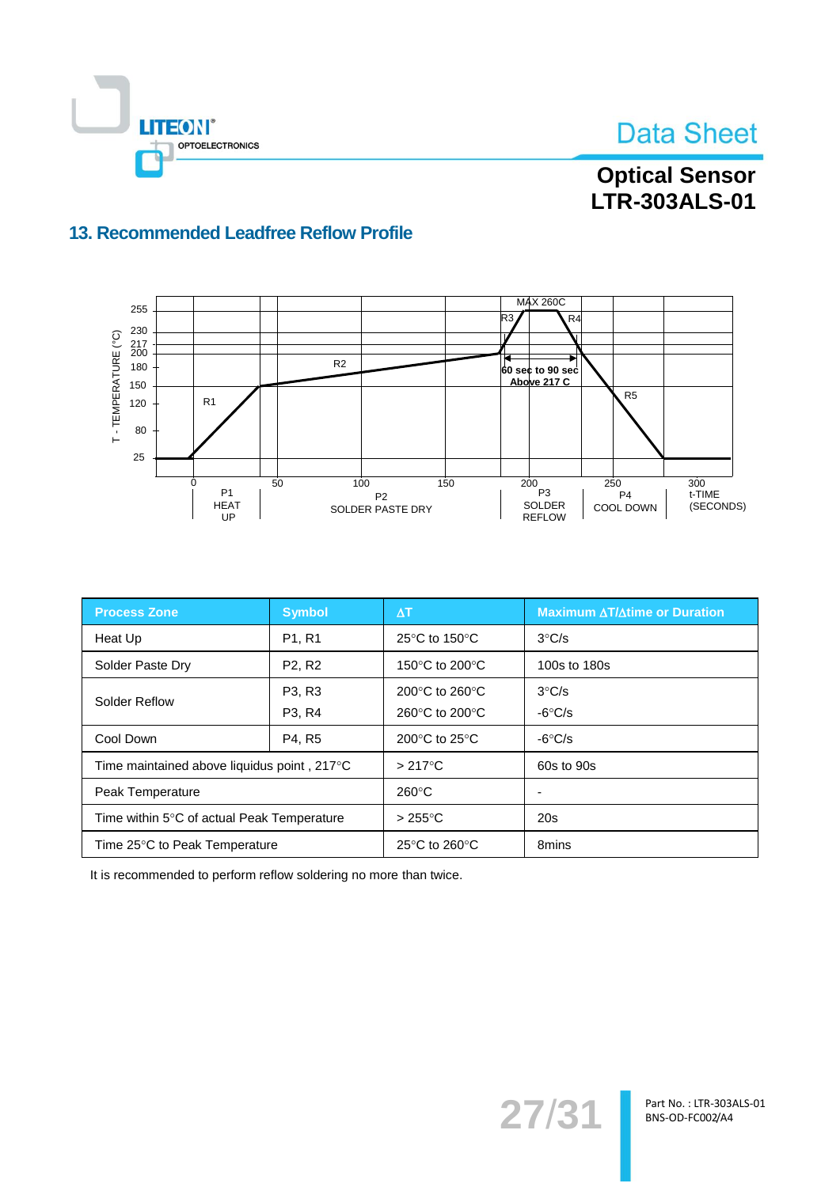## 13. Recommended Leadfree Reflow Profile

| Process Zone | Symbol | ΔT | Maximum ΔT/Δtime or Duration |
|---|---|---|---|
| Heat Up | P1, R1 | 25°C to 150°C | 3°C/s |
| Solder Paste Dry | P2, R2 | 150°C to 200°C | 100s to 180s |
| Solder Reflow | P3, R3<br>P3, R4 | 200°C to 260°C<br>260°C to 200°C | 3°C/s<br>-6°C/s |
| Cool Down | P4, R5 | 200°C to 25°C | -6°C/s |
| Time maintained above liquidus point , 217°C | | > 217°C | 60s to 90s |
| Peak Temperature | | 260°C | - |
| Time within 5°C of actual Peak Temperature | | > 255°C | 20s |
| Time 25°C to Peak Temperature | | 25°C to 260°C | 8mins |

It is recommended to perform reflow soldering no more than twice.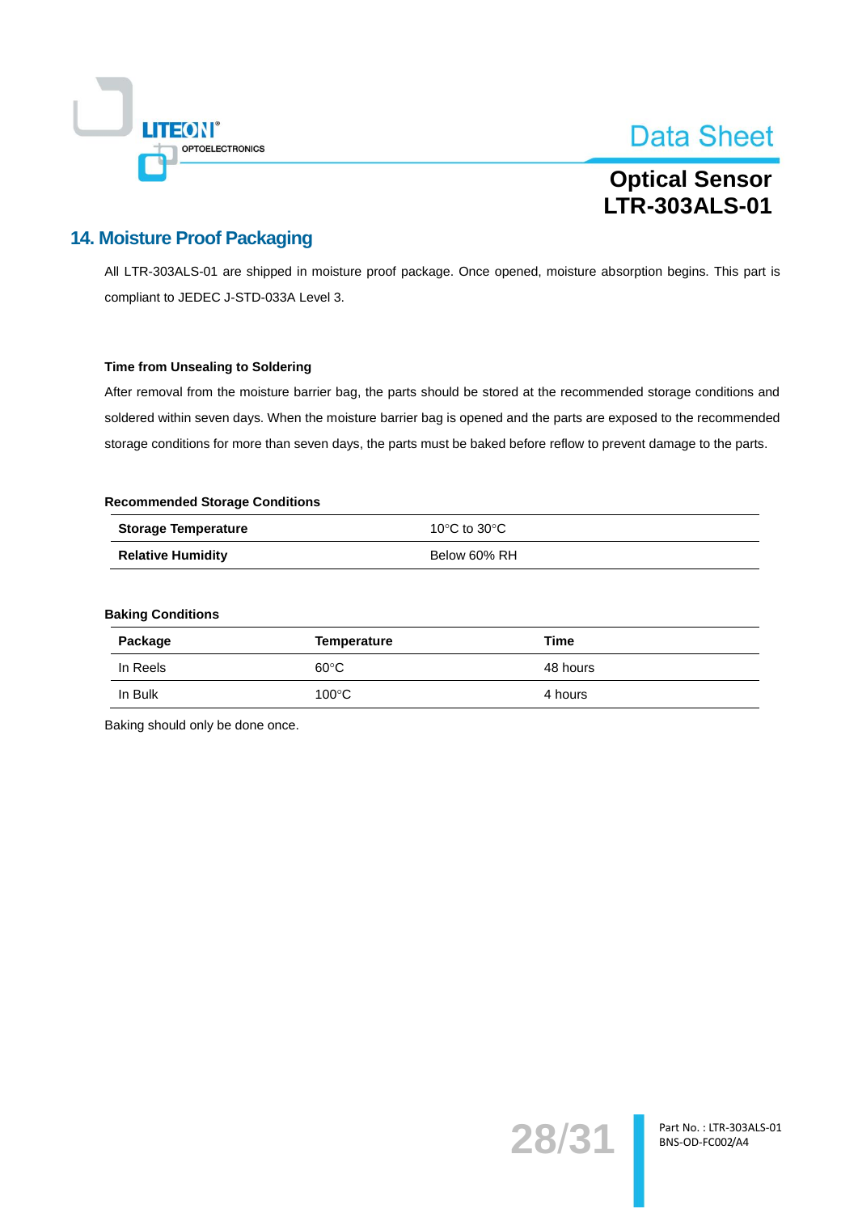## 14. Moisture Proof Packaging

All LTR-303ALS-01 are shipped in moisture proof package. Once opened, moisture absorption begins. This part is compliant to JEDEC J-STD-033A Level 3.

**Time from Unsealing to Soldering**

After removal from the moisture barrier bag, the parts should be stored at the recommended storage conditions and soldered within seven days. When the moisture barrier bag is opened and the parts are exposed to the recommended storage conditions for more than seven days, the parts must be baked before reflow to prevent damage to the parts.

**Recommended Storage Conditions**

| | |
|---|---|
| **Storage Temperature** | 10°C to 30°C |
| **Relative Humidity** | Below 60% RH |

**Baking Conditions**

| Package | Temperature | Time |
|---|---|---|
| In Reels | 60°C | 48 hours |
| In Bulk | 100°C | 4 hours |

Baking should only be done once.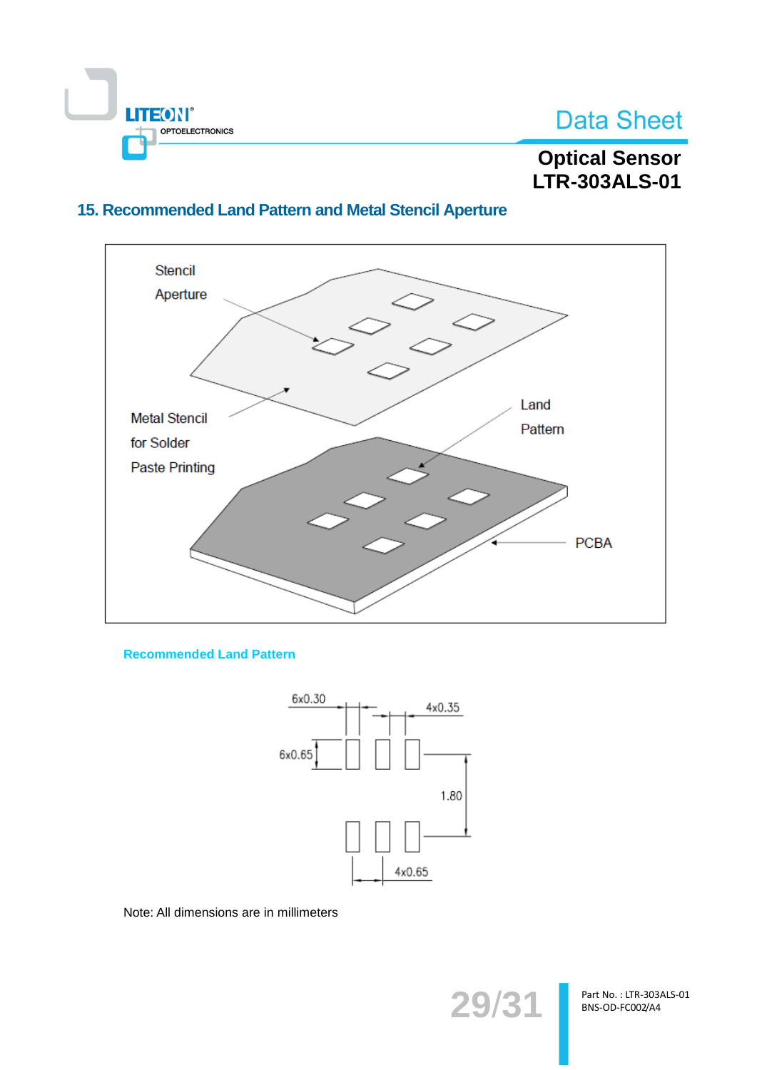## 15. Recommended Land Pattern and Metal Stencil Aperture

Stencil Aperture

Metal Stencil for Solder Paste Printing

Land Pattern

PCBA

**Recommended Land Pattern**

6x0.30

4x0.35

6x0.65

1.80

4x0.65

Note: All dimensions are in millimeters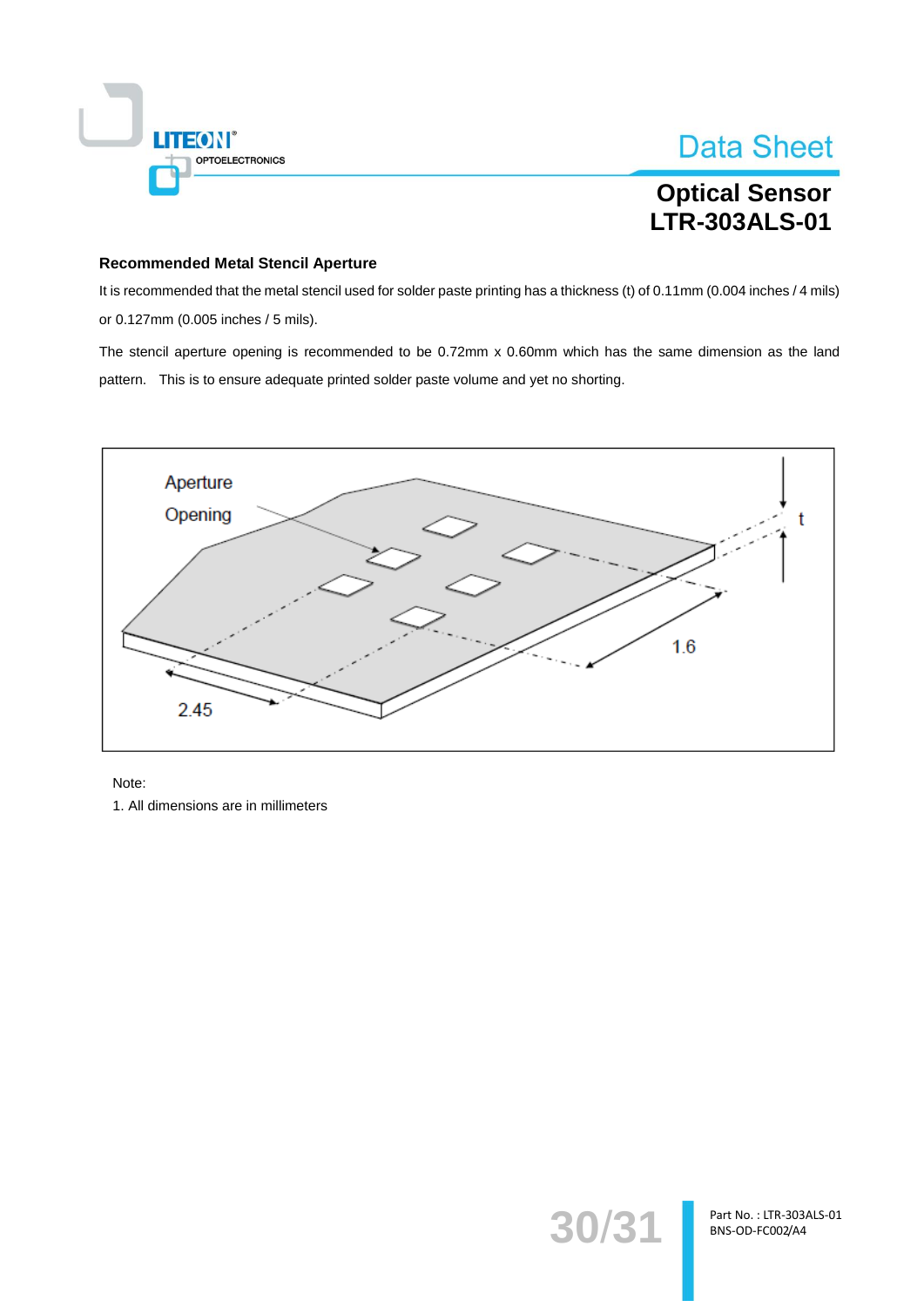**Recommended Metal Stencil Aperture**

It is recommended that the metal stencil used for solder paste printing has a thickness (t) of 0.11mm (0.004 inches / 4 mils) or 0.127mm (0.005 inches / 5 mils).

The stencil aperture opening is recommended to be 0.72mm x 0.60mm which has the same dimension as the land pattern. This is to ensure adequate printed solder paste volume and yet no shorting.

Note:

1. All dimensions are in millimeters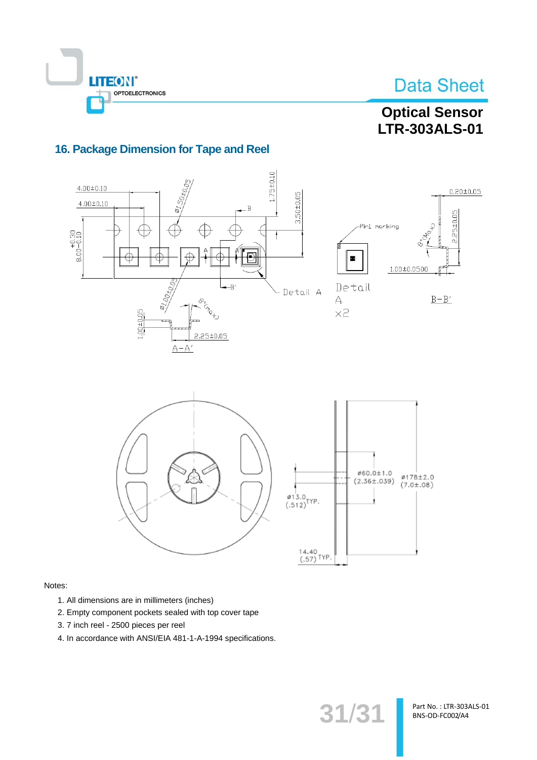## 16. Package Dimension for Tape and Reel

4.00±0.10
4.00±0.10
Ø1.50±0.05
1.75±0.10
3.50±0.05
B
8.00 +0.30 −0.10
A
A'
B'
Ø1.00±0.05
Detail A
8° (max)
1.00±0.05
2.25±0.05
A−A'
Pin1 marking
Detail A ×2
0.20±0.05
8° (Max)
2.25±0.05
1.00±0.0500
B−B'

ø60.0±1.0 (2.36±.039)
ø178±2.0 (7.0±.08)
ø13.0 (.512) TYP.
14.40 (.57) TYP.

Notes:

1. All dimensions are in millimeters (inches)
2. Empty component pockets sealed with top cover tape
3. 7 inch reel - 2500 pieces per reel
4. In accordance with ANSI/EIA 481-1-A-1994 specifications.